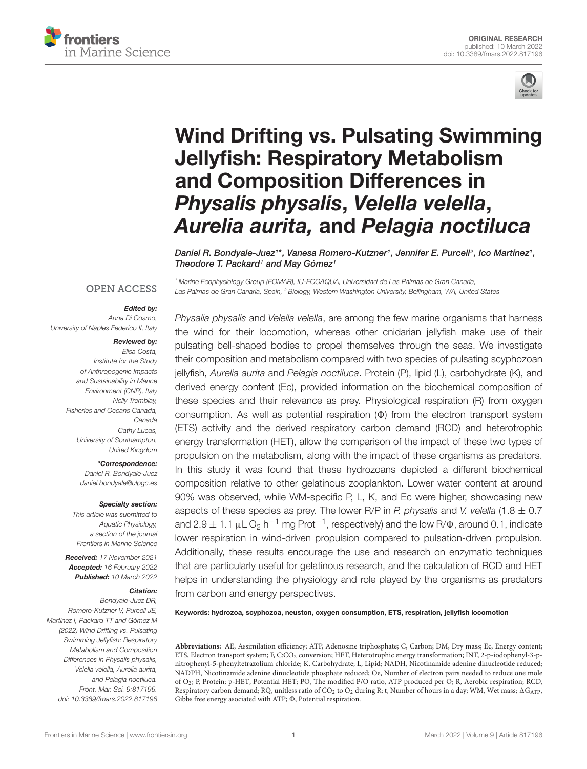ORIGINAL RESEARCH
published: 10 March 2022
doi: 10.3389/fmars.2022.817196

# Wind Drifting vs. Pulsating Swimming Jellyfish: Respiratory Metabolism and Composition Differences in *Physalis physalis*, *Velella velella*, *Aurelia aurita,* and *Pelagia noctiluca*

*Daniel R. Bondyale-Juez[1]\*, Vanesa Romero-Kutzner[1], Jennifer E. Purcell[2], Ico Martínez[1], Theodore T. Packard[1] and May Gómez[1]*

[1] Marine Ecophysiology Group (EOMAR), IU-ECOAQUA, Universidad de Las Palmas de Gran Canaria, Las Palmas de Gran Canaria, Spain, [2] Biology, Western Washington University, Bellingham, WA, United States

OPEN ACCESS

***Edited by:***
Anna Di Cosmo,
University of Naples Federico II, Italy

***Reviewed by:***
Elisa Costa,
Institute for the Study of Anthropogenic Impacts and Sustainability in Marine Environment (CNR), Italy
Nelly Tremblay,
Fisheries and Oceans Canada, Canada
Cathy Lucas,
University of Southampton, United Kingdom

***\*Correspondence:***
Daniel R. Bondyale-Juez
daniel.bondyale@ulpgc.es

***Specialty section:***
This article was submitted to Aquatic Physiology, a section of the journal Frontiers in Marine Science

**Received:** 17 November 2021
**Accepted:** 16 February 2022
**Published:** 10 March 2022

***Citation:***
Bondyale-Juez DR, Romero-Kutzner V, Purcell JE, Martínez I, Packard TT and Gómez M (2022) Wind Drifting vs. Pulsating Swimming Jellyfish: Respiratory Metabolism and Composition Differences in Physalis physalis, Velella velella, Aurelia aurita, and Pelagia noctiluca. Front. Mar. Sci. 9:817196. doi: 10.3389/fmars.2022.817196

*Physalia physalis* and *Velella velella*, are among the few marine organisms that harness the wind for their locomotion, whereas other cnidarian jellyfish make use of their pulsating bell-shaped bodies to propel themselves through the seas. We investigate their composition and metabolism compared with two species of pulsating scyphozoan jellyfish, *Aurelia aurita* and *Pelagia noctiluca*. Protein (P), lipid (L), carbohydrate (K), and derived energy content (Ec), provided information on the biochemical composition of these species and their relevance as prey. Physiological respiration (R) from oxygen consumption. As well as potential respiration (Φ) from the electron transport system (ETS) activity and the derived respiratory carbon demand (RCD) and heterotrophic energy transformation (HET), allow the comparison of the impact of these two types of propulsion on the metabolism, along with the impact of these organisms as predators. In this study it was found that these hydrozoans depicted a different biochemical composition relative to other gelatinous zooplankton. Lower water content at around 90% was observed, while WM-specific P, L, K, and Ec were higher, showcasing new aspects of these species as prey. The lower R/P in *P. physalis* and *V. velella* ($1.8 \pm 0.7$ and $2.9 \pm 1.1$ μL $O_2$ $h^{-1}$ mg $Prot^{-1}$, respectively) and the low R/Φ, around 0.1, indicate lower respiration in wind-driven propulsion compared to pulsation-driven propulsion. Additionally, these results encourage the use and research on enzymatic techniques that are particularly useful for gelatinous research, and the calculation of RCD and HET helps in understanding the physiology and role played by the organisms as predators from carbon and energy perspectives.

**Keywords:** hydrozoa, scyphozoa, neuston, oxygen consumption, ETS, respiration, jellyfish locomotion

**Abbreviations:** AE, Assimilation efficiency; ATP, Adenosine triphosphate; C, Carbon; DM, Dry mass; Ec, Energy content; ETS, Electron transport system; F, C:$CO_2$ conversion; HET, Heterotrophic energy transformation; INT, 2-p-iodophenyl-3-p-nitrophenyl-5-phenyltetrazolium chloride; K, Carbohydrate; L, Lipid; NADH, Nicotinamide adenine dinucleotide reduced; NADPH, Nicotinamide adenine dinucleotide phosphate reduced; Oe, Number of electron pairs needed to reduce one mole of $O_2$; P, Protein; p-HET, Potential HET; PO, The modified P/O ratio, ATP produced per O; R, Aerobic respiration; RCD, Respiratory carbon demand; RQ, unitless ratio of $CO_2$ to $O_2$ during R; t, Number of hours in a day; WM, Wet mass; $\Delta G_{ATP}$, Gibbs free energy asociated with ATP; Φ, Potential respiration.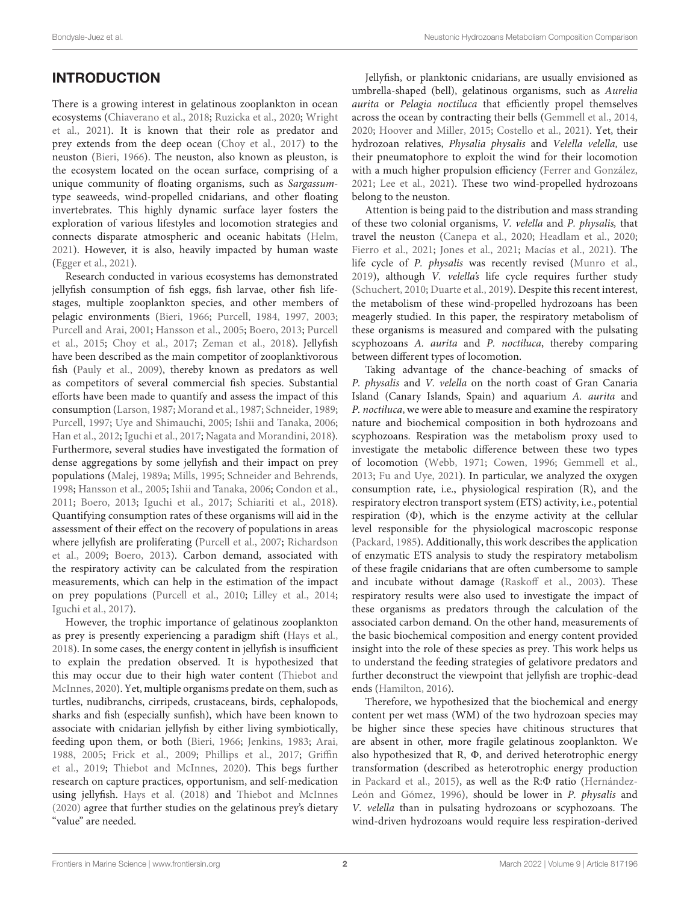## INTRODUCTION

There is a growing interest in gelatinous zooplankton in ocean ecosystems (Chiaverano et al., 2018; Ruzicka et al., 2020; Wright et al., 2021). It is known that their role as predator and prey extends from the deep ocean (Choy et al., 2017) to the neuston (Bieri, 1966). The neuston, also known as pleuston, is the ecosystem located on the ocean surface, comprising of a unique community of floating organisms, such as *Sargassum*-type seaweeds, wind-propelled cnidarians, and other floating invertebrates. This highly dynamic surface layer fosters the exploration of various lifestyles and locomotion strategies and connects disparate atmospheric and oceanic habitats (Helm, 2021). However, it is also, heavily impacted by human waste (Egger et al., 2021).

Research conducted in various ecosystems has demonstrated jellyfish consumption of fish eggs, fish larvae, other fish life-stages, multiple zooplankton species, and other members of pelagic environments (Bieri, 1966; Purcell, 1984, 1997, 2003; Purcell and Arai, 2001; Hansson et al., 2005; Boero, 2013; Purcell et al., 2015; Choy et al., 2017; Zeman et al., 2018). Jellyfish have been described as the main competitor of zooplanktivorous fish (Pauly et al., 2009), thereby known as predators as well as competitors of several commercial fish species. Substantial efforts have been made to quantify and assess the impact of this consumption (Larson, 1987; Morand et al., 1987; Schneider, 1989; Purcell, 1997; Uye and Shimauchi, 2005; Ishii and Tanaka, 2006; Han et al., 2012; Iguchi et al., 2017; Nagata and Morandini, 2018). Furthermore, several studies have investigated the formation of dense aggregations by some jellyfish and their impact on prey populations (Malej, 1989a; Mills, 1995; Schneider and Behrends, 1998; Hansson et al., 2005; Ishii and Tanaka, 2006; Condon et al., 2011; Boero, 2013; Iguchi et al., 2017; Schiariti et al., 2018). Quantifying consumption rates of these organisms will aid in the assessment of their effect on the recovery of populations in areas where jellyfish are proliferating (Purcell et al., 2007; Richardson et al., 2009; Boero, 2013). Carbon demand, associated with the respiratory activity can be calculated from the respiration measurements, which can help in the estimation of the impact on prey populations (Purcell et al., 2010; Lilley et al., 2014; Iguchi et al., 2017).

However, the trophic importance of gelatinous zooplankton as prey is presently experiencing a paradigm shift (Hays et al., 2018). In some cases, the energy content in jellyfish is insufficient to explain the predation observed. It is hypothesized that this may occur due to their high water content (Thiebot and McInnes, 2020). Yet, multiple organisms predate on them, such as turtles, nudibranchs, cirripeds, crustaceans, birds, cephalopods, sharks and fish (especially sunfish), which have been known to associate with cnidarian jellyfish by either living symbiotically, feeding upon them, or both (Bieri, 1966; Jenkins, 1983; Arai, 1988, 2005; Frick et al., 2009; Phillips et al., 2017; Griffin et al., 2019; Thiebot and McInnes, 2020). This begs further research on capture practices, opportunism, and self-medication using jellyfish. Hays et al. (2018) and Thiebot and McInnes (2020) agree that further studies on the gelatinous prey's dietary "value" are needed.

Jellyfish, or planktonic cnidarians, are usually envisioned as umbrella-shaped (bell), gelatinous organisms, such as *Aurelia aurita* or *Pelagia noctiluca* that efficiently propel themselves across the ocean by contracting their bells (Gemmell et al., 2014, 2020; Hoover and Miller, 2015; Costello et al., 2021). Yet, their hydrozoan relatives, *Physalia physalis* and *Velella velella,* use their pneumatophore to exploit the wind for their locomotion with a much higher propulsion efficiency (Ferrer and González, 2021; Lee et al., 2021). These two wind-propelled hydrozoans belong to the neuston.

Attention is being paid to the distribution and mass stranding of these two colonial organisms, *V. velella* and *P. physalis,* that travel the neuston (Canepa et al., 2020; Headlam et al., 2020; Fierro et al., 2021; Jones et al., 2021; Macías et al., 2021). The life cycle of *P. physalis* was recently revised (Munro et al., 2019), although *V. velella's* life cycle requires further study (Schuchert, 2010; Duarte et al., 2019). Despite this recent interest, the metabolism of these wind-propelled hydrozoans has been meagerly studied. In this paper, the respiratory metabolism of these organisms is measured and compared with the pulsating scyphozoans *A. aurita* and *P. noctiluca*, thereby comparing between different types of locomotion.

Taking advantage of the chance-beaching of smacks of *P. physalis* and *V. velella* on the north coast of Gran Canaria Island (Canary Islands, Spain) and aquarium *A. aurita* and *P. noctiluca*, we were able to measure and examine the respiratory nature and biochemical composition in both hydrozoans and scyphozoans. Respiration was the metabolism proxy used to investigate the metabolic difference between these two types of locomotion (Webb, 1971; Cowen, 1996; Gemmell et al., 2013; Fu and Uye, 2021). In particular, we analyzed the oxygen consumption rate, i.e., physiological respiration (R), and the respiratory electron transport system (ETS) activity, i.e., potential respiration (Φ), which is the enzyme activity at the cellular level responsible for the physiological macroscopic response (Packard, 1985). Additionally, this work describes the application of enzymatic ETS analysis to study the respiratory metabolism of these fragile cnidarians that are often cumbersome to sample and incubate without damage (Raskoff et al., 2003). These respiratory results were also used to investigate the impact of these organisms as predators through the calculation of the associated carbon demand. On the other hand, measurements of the basic biochemical composition and energy content provided insight into the role of these species as prey. This work helps us to understand the feeding strategies of gelativore predators and further deconstruct the viewpoint that jellyfish are trophic-dead ends (Hamilton, 2016).

Therefore, we hypothesized that the biochemical and energy content per wet mass (WM) of the two hydrozoan species may be higher since these species have chitinous structures that are absent in other, more fragile gelatinous zooplankton. We also hypothesized that R, Φ, and derived heterotrophic energy transformation (described as heterotrophic energy production in Packard et al., 2015), as well as the R:Φ ratio (Hernández-León and Gómez, 1996), should be lower in *P. physalis* and *V. velella* than in pulsating hydrozoans or scyphozoans. The wind-driven hydrozoans would require less respiration-derived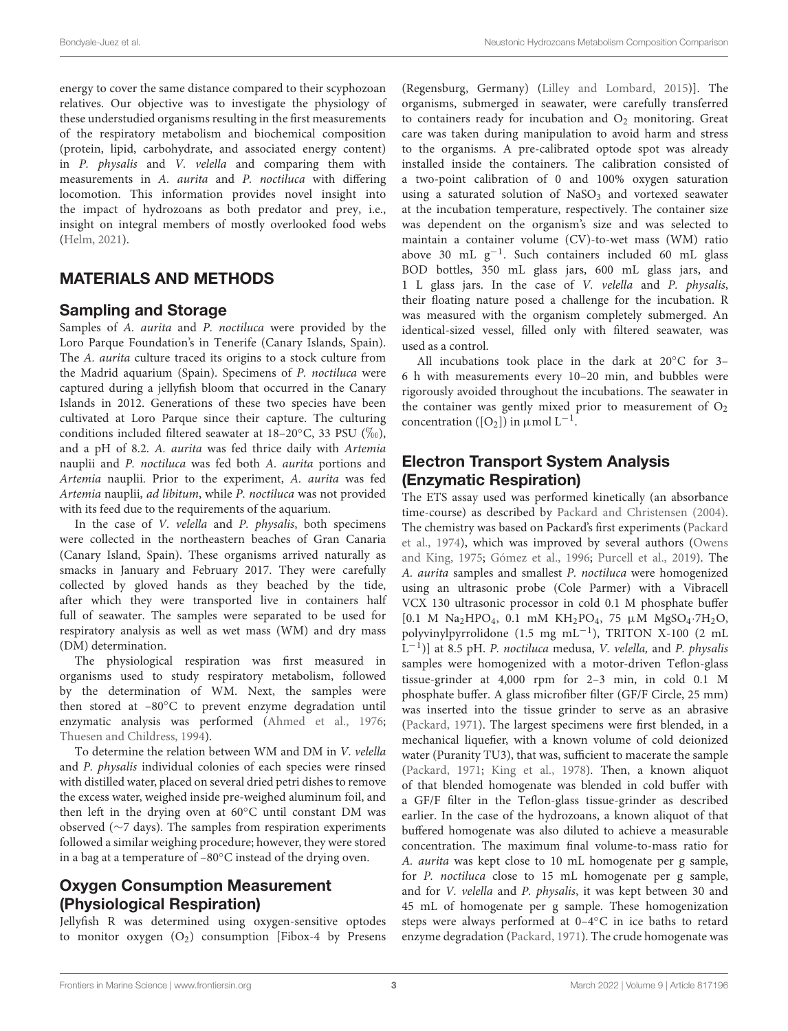energy to cover the same distance compared to their scyphozoan relatives. Our objective was to investigate the physiology of these understudied organisms resulting in the first measurements of the respiratory metabolism and biochemical composition (protein, lipid, carbohydrate, and associated energy content) in *P. physalis* and *V. velella* and comparing them with measurements in *A. aurita* and *P. noctiluca* with differing locomotion. This information provides novel insight into the impact of hydrozoans as both predator and prey, i.e., insight on integral members of mostly overlooked food webs (Helm, 2021).

## MATERIALS AND METHODS

### Sampling and Storage

Samples of *A. aurita* and *P. noctiluca* were provided by the Loro Parque Foundation's in Tenerife (Canary Islands, Spain). The *A. aurita* culture traced its origins to a stock culture from the Madrid aquarium (Spain). Specimens of *P. noctiluca* were captured during a jellyfish bloom that occurred in the Canary Islands in 2012. Generations of these two species have been cultivated at Loro Parque since their capture. The culturing conditions included filtered seawater at 18–20°C, 33 PSU (‰), and a pH of 8.2. *A. aurita* was fed thrice daily with *Artemia* nauplii and *P. noctiluca* was fed both *A. aurita* portions and *Artemia* nauplii. Prior to the experiment, *A. aurita* was fed *Artemia* nauplii, *ad libitum*, while *P. noctiluca* was not provided with its feed due to the requirements of the aquarium.

In the case of *V. velella* and *P. physalis*, both specimens were collected in the northeastern beaches of Gran Canaria (Canary Island, Spain). These organisms arrived naturally as smacks in January and February 2017. They were carefully collected by gloved hands as they beached by the tide, after which they were transported live in containers half full of seawater. The samples were separated to be used for respiratory analysis as well as wet mass (WM) and dry mass (DM) determination.

The physiological respiration was first measured in organisms used to study respiratory metabolism, followed by the determination of WM. Next, the samples were then stored at –80°C to prevent enzyme degradation until enzymatic analysis was performed (Ahmed et al., 1976; Thuesen and Childress, 1994).

To determine the relation between WM and DM in *V. velella* and *P. physalis* individual colonies of each species were rinsed with distilled water, placed on several dried petri dishes to remove the excess water, weighed inside pre-weighed aluminum foil, and then left in the drying oven at 60°C until constant DM was observed (~7 days). The samples from respiration experiments followed a similar weighing procedure; however, they were stored in a bag at a temperature of –80°C instead of the drying oven.

### Oxygen Consumption Measurement (Physiological Respiration)

Jellyfish R was determined using oxygen-sensitive optodes to monitor oxygen ($O_2$) consumption [Fibox-4 by Presens (Regensburg, Germany) (Lilley and Lombard, 2015)]. The organisms, submerged in seawater, were carefully transferred to containers ready for incubation and $O_2$ monitoring. Great care was taken during manipulation to avoid harm and stress to the organisms. A pre-calibrated optode spot was already installed inside the containers. The calibration consisted of a two-point calibration of 0 and 100% oxygen saturation using a saturated solution of $NaSO_3$ and vortexed seawater at the incubation temperature, respectively. The container size was dependent on the organism's size and was selected to maintain a container volume (CV)-to-wet mass (WM) ratio above 30 mL $g^{-1}$. Such containers included 60 mL glass BOD bottles, 350 mL glass jars, 600 mL glass jars, and 1 L glass jars. In the case of *V. velella* and *P. physalis*, their floating nature posed a challenge for the incubation. R was measured with the organism completely submerged. An identical-sized vessel, filled only with filtered seawater, was used as a control.

All incubations took place in the dark at 20°C for 3–6 h with measurements every 10–20 min, and bubbles were rigorously avoided throughout the incubations. The seawater in the container was gently mixed prior to measurement of $O_2$ concentration ($[O_2]$) in μmol $L^{-1}$.

### Electron Transport System Analysis (Enzymatic Respiration)

The ETS assay used was performed kinetically (an absorbance time-course) as described by Packard and Christensen (2004). The chemistry was based on Packard's first experiments (Packard et al., 1974), which was improved by several authors (Owens and King, 1975; Gómez et al., 1996; Purcell et al., 2019). The *A. aurita* samples and smallest *P. noctiluca* were homogenized using an ultrasonic probe (Cole Parmer) with a Vibracell VCX 130 ultrasonic processor in cold 0.1 M phosphate buffer [0.1 M $Na_2HPO_4$, 0.1 mM $KH_2PO_4$, 75 μM $MgSO_4{\cdot}7H_2O$, polyvinylpyrrolidone (1.5 mg $mL^{-1}$), TRITON X-100 (2 mL $L^{-1}$)] at 8.5 pH. *P. noctiluca* medusa, *V. velella,* and *P. physalis* samples were homogenized with a motor-driven Teflon-glass tissue-grinder at 4,000 rpm for 2–3 min, in cold 0.1 M phosphate buffer. A glass microfiber filter (GF/F Circle, 25 mm) was inserted into the tissue grinder to serve as an abrasive (Packard, 1971). The largest specimens were first blended, in a mechanical liquefier, with a known volume of cold deionized water (Puranity TU3), that was, sufficient to macerate the sample (Packard, 1971; King et al., 1978). Then, a known aliquot of that blended homogenate was blended in cold buffer with a GF/F filter in the Teflon-glass tissue-grinder as described earlier. In the case of the hydrozoans, a known aliquot of that buffered homogenate was also diluted to achieve a measurable concentration. The maximum final volume-to-mass ratio for *A. aurita* was kept close to 10 mL homogenate per g sample, for *P. noctiluca* close to 15 mL homogenate per g sample, and for *V. velella* and *P. physalis*, it was kept between 30 and 45 mL of homogenate per g sample. These homogenization steps were always performed at 0–4°C in ice baths to retard enzyme degradation (Packard, 1971). The crude homogenate was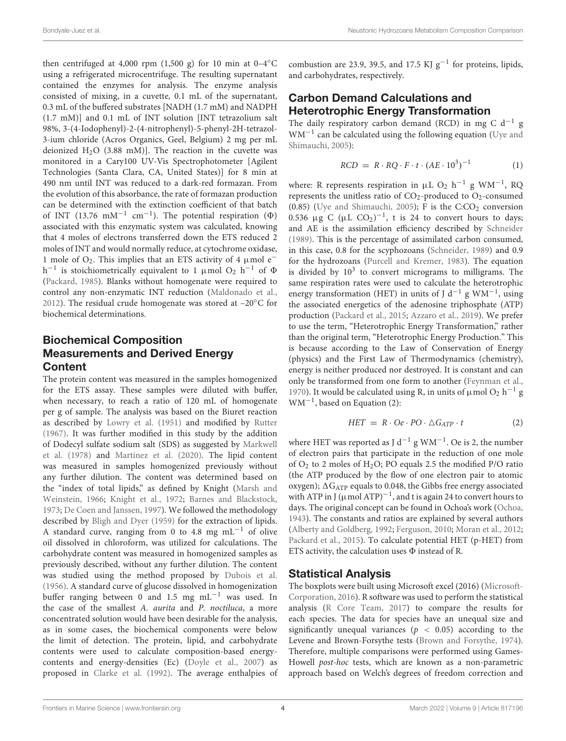then centrifuged at 4,000 rpm (1,500 g) for 10 min at 0–4°C using a refrigerated microcentrifuge. The resulting supernatant contained the enzymes for analysis. The enzyme analysis consisted of mixing, in a cuvette, 0.1 mL of the supernatant, 0.3 mL of the buffered substrates [NADH (1.7 mM) and NADPH (1.7 mM)] and 0.1 mL of INT solution [INT tetrazolium salt 98%, 3-(4-Iodophenyl)-2-(4-nitrophenyl)-5-phenyl-2H-tetrazol-3-ium chloride (Acros Organics, Geel, Belgium) 2 mg per mL deionized $H_2O$ (3.88 mM)]. The reaction in the cuvette was monitored in a Cary100 UV-Vis Spectrophotometer [Agilent Technologies (Santa Clara, CA, United States)] for 8 min at 490 nm until INT was reduced to a dark-red formazan. From the evolution of this absorbance, the rate of formazan production can be determined with the extinction coefficient of that batch of INT (13.76 $mM^{-1}$ $cm^{-1}$). The potential respiration ($\Phi$) associated with this enzymatic system was calculated, knowing that 4 moles of electrons transferred down the ETS reduced 2 moles of INT and would normally reduce, at cytochrome oxidase, 1 mole of $O_2$. This implies that an ETS activity of 4 μmol $e^-$ $h^{-1}$ is stoichiometrically equivalent to 1 μmol $O_2$ $h^{-1}$ of $\Phi$ (Packard, 1985). Blanks without homogenate were required to control any non-enzymatic INT reduction (Maldonado et al., 2012). The residual crude homogenate was stored at −20°C for biochemical determinations.

## Biochemical Composition Measurements and Derived Energy Content

The protein content was measured in the samples homogenized for the ETS assay. These samples were diluted with buffer, when necessary, to reach a ratio of 120 mL of homogenate per g of sample. The analysis was based on the Biuret reaction as described by Lowry et al. (1951) and modified by Rutter (1967). It was further modified in this study by the addition of Dodecyl sulfate sodium salt (SDS) as suggested by Markwell et al. (1978) and Martínez et al. (2020). The lipid content was measured in samples homogenized previously without any further dilution. The content was determined based on the "index of total lipids," as defined by Knight (Marsh and Weinstein, 1966; Knight et al., 1972; Barnes and Blackstock, 1973; De Coen and Janssen, 1997). We followed the methodology described by Bligh and Dyer (1959) for the extraction of lipids. A standard curve, ranging from 0 to 4.8 mg $mL^{-1}$ of olive oil dissolved in chloroform, was utilized for calculations. The carbohydrate content was measured in homogenized samples as previously described, without any further dilution. The content was studied using the method proposed by Dubois et al. (1956). A standard curve of glucose dissolved in homogenization buffer ranging between 0 and 1.5 mg $mL^{-1}$ was used. In the case of the smallest *A. aurita* and *P. noctiluca*, a more concentrated solution would have been desirable for the analysis, as in some cases, the biochemical components were below the limit of detection. The protein, lipid, and carbohydrate contents were used to calculate composition-based energy-contents and energy-densities (Ec) (Doyle et al., 2007) as proposed in Clarke et al. (1992). The average enthalpies of combustion are 23.9, 39.5, and 17.5 KJ $g^{-1}$ for proteins, lipids, and carbohydrates, respectively.

## Carbon Demand Calculations and Heterotrophic Energy Transformation

The daily respiratory carbon demand (RCD) in mg C $d^{-1}$ g $WM^{-1}$ can be calculated using the following equation (Uye and Shimauchi, 2005):

$$RCD = R \cdot RQ \cdot F \cdot t \cdot (AE \cdot 10^3)^{-1} \tag{1}$$

where: R represents respiration in μL $O_2$ $h^{-1}$ g $WM^{-1}$, RQ represents the unitless ratio of $CO_2$-produced to $O_2$-consumed (0.85) (Uye and Shimauchi, 2005); F is the C:$CO_2$ conversion 0.536 μg C (μL $CO_2$)$^{-1}$, t is 24 to convert hours to days; and AE is the assimilation efficiency described by Schneider (1989). This is the percentage of assimilated carbon consumed, in this case, 0.8 for the scyphozoans (Schneider, 1989) and 0.9 for the hydrozoans (Purcell and Kremer, 1983). The equation is divided by $10^3$ to convert micrograms to milligrams. The same respiration rates were used to calculate the heterotrophic energy transformation (HET) in units of J $d^{-1}$ g $WM^{-1}$, using the associated energetics of the adenosine triphosphate (ATP) production (Packard et al., 2015; Azzaro et al., 2019). We prefer to use the term, "Heterotrophic Energy Transformation," rather than the original term, "Heterotrophic Energy Production." This is because according to the Law of Conservation of Energy (physics) and the First Law of Thermodynamics (chemistry), energy is neither produced nor destroyed. It is constant and can only be transformed from one form to another (Feynman et al., 1970). It would be calculated using R, in units of μmol $O_2$ $h^{-1}$ g $WM^{-1}$, based on Equation (2):

$$HET = R \cdot Oe \cdot PO \cdot \triangle G_{ATP} \cdot t \tag{2}$$

where HET was reported as J $d^{-1}$ g $WM^{-1}$. Oe is 2, the number of electron pairs that participate in the reduction of one mole of $O_2$ to 2 moles of $H_2O$; PO equals 2.5 the modified P/O ratio (the ATP produced by the flow of one electron pair to atomic oxygen); $\Delta G_{ATP}$ equals to 0.048, the Gibbs free energy associated with ATP in J (μmol ATP)$^{-1}$, and t is again 24 to convert hours to days. The original concept can be found in Ochoa's work (Ochoa, 1943). The constants and ratios were explained by several authors (Alberty and Goldberg, 1992; Ferguson, 2010; Moran et al., 2012; Packard et al., 2015). To calculate potential HET (p-HET) from ETS activity, the calculation uses $\Phi$ instead of R.

## Statistical Analysis

The boxplots were built using Microsoft excel (2016) (Microsoft-Corporation, 2016). R software was used to perform the statistical analysis (R Core Team, 2017) to compare the results for each species. The data for species have an unequal size and significantly unequal variances ($p < 0.05$) according to the Levene and Brown-Forsythe tests (Brown and Forsythe, 1974). Therefore, multiple comparisons were performed using Games-Howell *post-hoc* tests, which are known as a non-parametric approach based on Welch's degrees of freedom correction and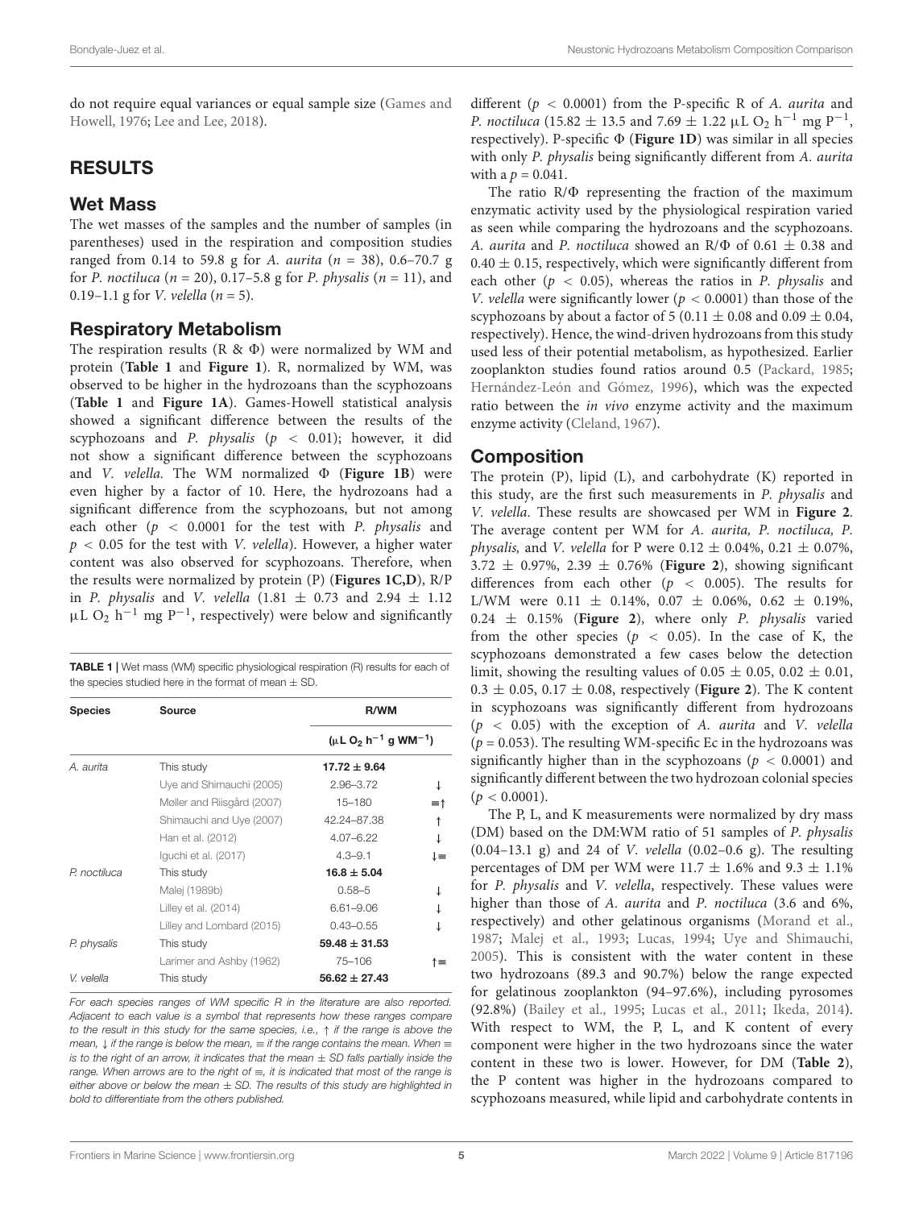do not require equal variances or equal sample size (Games and Howell, 1976; Lee and Lee, 2018).

## RESULTS

### Wet Mass

The wet masses of the samples and the number of samples (in parentheses) used in the respiration and composition studies ranged from 0.14 to 59.8 g for *A. aurita* ($n = 38$), 0.6–70.7 g for *P. noctiluca* ($n = 20$), 0.17–5.8 g for *P. physalis* ($n = 11$), and 0.19–1.1 g for *V. velella* ($n = 5$).

### Respiratory Metabolism

The respiration results (R & Φ) were normalized by WM and protein (**Table 1** and **Figure 1**). R, normalized by WM, was observed to be higher in the hydrozoans than the scyphozoans (**Table 1** and **Figure 1A**). Games-Howell statistical analysis showed a significant difference between the results of the scyphozoans and *P. physalis* ($p < 0.01$); however, it did not show a significant difference between the scyphozoans and *V. velella.* The WM normalized Φ (**Figure 1B**) were even higher by a factor of 10. Here, the hydrozoans had a significant difference from the scyphozoans, but not among each other ($p < 0.0001$ for the test with *P. physalis* and $p < 0.05$ for the test with *V. velella*). However, a higher water content was also observed for scyphozoans. Therefore, when the results were normalized by protein (P) (**Figures 1C,D**), R/P in *P. physalis* and *V. velella* (1.81 ± 0.73 and 2.94 ± 1.12 $\mu L\ O_2\ h^{-1}\ mg\ P^{-1}$, respectively) were below and significantly different ($p < 0.0001$) from the P-specific R of *A. aurita* and *P. noctiluca* (15.82 ± 13.5 and 7.69 ± 1.22 $\mu L\ O_2\ h^{-1}\ mg\ P^{-1}$, respectively). P-specific Φ (**Figure 1D**) was similar in all species with only *P. physalis* being significantly different from *A. aurita* with a $p = 0.041$.

The ratio R/Φ representing the fraction of the maximum enzymatic activity used by the physiological respiration varied as seen while comparing the hydrozoans and the scyphozoans. *A. aurita* and *P. noctiluca* showed an R/Φ of 0.61 ± 0.38 and 0.40 ± 0.15, respectively, which were significantly different from each other ($p < 0.05$), whereas the ratios in *P. physalis* and *V. velella* were significantly lower ($p < 0.0001$) than those of the scyphozoans by about a factor of 5 (0.11 ± 0.08 and 0.09 ± 0.04, respectively). Hence, the wind-driven hydrozoans from this study used less of their potential metabolism, as hypothesized. Earlier zooplankton studies found ratios around 0.5 (Packard, 1985; Hernández-León and Gómez, 1996), which was the expected ratio between the *in vivo* enzyme activity and the maximum enzyme activity (Cleland, 1967).

**TABLE 1 |** Wet mass (WM) specific physiological respiration (R) results for each of the species studied here in the format of mean ± SD.

| Species | Source | R/WM ($\mu L\ O_2\ h^{-1}\ g\ WM^{-1}$) | |
|---|---|---|---|
| *A. aurita* | This study | **17.72 ± 9.64** | |
| | Uye and Shimauchi (2005) | 2.96–3.72 | ↓ |
| | Møller and Riisgård (2007) | 15–180 | ≡↑ |
| | Shimauchi and Uye (2007) | 42.24–87.38 | ↑ |
| | Han et al. (2012) | 4.07–6.22 | ↓ |
| | Iguchi et al. (2017) | 4.3–9.1 | ↓≡ |
| *P. noctiluca* | This study | **16.8 ± 5.04** | |
| | Malej (1989b) | 0.58–5 | ↓ |
| | Lilley et al. (2014) | 6.61–9.06 | ↓ |
| | Lilley and Lombard (2015) | 0.43–0.55 | ↓ |
| *P. physalis* | This study | **59.48 ± 31.53** | |
| | Larimer and Ashby (1962) | 75–106 | ↑≡ |
| *V. velella* | This study | **56.62 ± 27.43** | |

*For each species ranges of WM specific R in the literature are also reported. Adjacent to each value is a symbol that represents how these ranges compare to the result in this study for the same species, i.e., ↑ if the range is above the mean, ↓ if the range is below the mean, ≡ if the range contains the mean. When ≡ is to the right of an arrow, it indicates that the mean ± SD falls partially inside the range. When arrows are to the right of ≡, it is indicated that most of the range is either above or below the mean ± SD. The results of this study are highlighted in bold to differentiate from the others published.*

### Composition

The protein (P), lipid (L), and carbohydrate (K) reported in this study, are the first such measurements in *P. physalis* and *V. velella*. These results are showcased per WM in **Figure 2**. The average content per WM for *A. aurita, P. noctiluca, P. physalis,* and *V. velella* for P were 0.12 ± 0.04%, 0.21 ± 0.07%, 3.72 ± 0.97%, 2.39 ± 0.76% (**Figure 2**), showing significant differences from each other ($p < 0.005$). The results for L/WM were 0.11 ± 0.14%, 0.07 ± 0.06%, 0.62 ± 0.19%, 0.24 ± 0.15% (**Figure 2**), where only *P. physalis* varied from the other species ($p < 0.05$). In the case of K, the scyphozoans demonstrated a few cases below the detection limit, showing the resulting values of 0.05 ± 0.05, 0.02 ± 0.01, 0.3 ± 0.05, 0.17 ± 0.08, respectively (**Figure 2**). The K content in scyphozoans was significantly different from hydrozoans ($p < 0.05$) with the exception of *A. aurita* and *V. velella* ($p = 0.053$). The resulting WM-specific Ec in the hydrozoans was significantly higher than in the scyphozoans ($p < 0.0001$) and significantly different between the two hydrozoan colonial species ($p < 0.0001$).

The P, L, and K measurements were normalized by dry mass (DM) based on the DM:WM ratio of 51 samples of *P. physalis* (0.04–13.1 g) and 24 of *V. velella* (0.02–0.6 g). The resulting percentages of DM per WM were 11.7 ± 1.6% and 9.3 ± 1.1% for *P. physalis* and *V. velella*, respectively. These values were higher than those of *A. aurita* and *P. noctiluca* (3.6 and 6%, respectively) and other gelatinous organisms (Morand et al., 1987; Malej et al., 1993; Lucas, 1994; Uye and Shimauchi, 2005). This is consistent with the water content in these two hydrozoans (89.3 and 90.7%) below the range expected for gelatinous zooplankton (94–97.6%), including pyrosomes (92.8%) (Bailey et al., 1995; Lucas et al., 2011; Ikeda, 2014). With respect to WM, the P, L, and K content of every component were higher in the two hydrozoans since the water content in these two is lower. However, for DM (**Table 2**), the P content was higher in the hydrozoans compared to scyphozoans measured, while lipid and carbohydrate contents in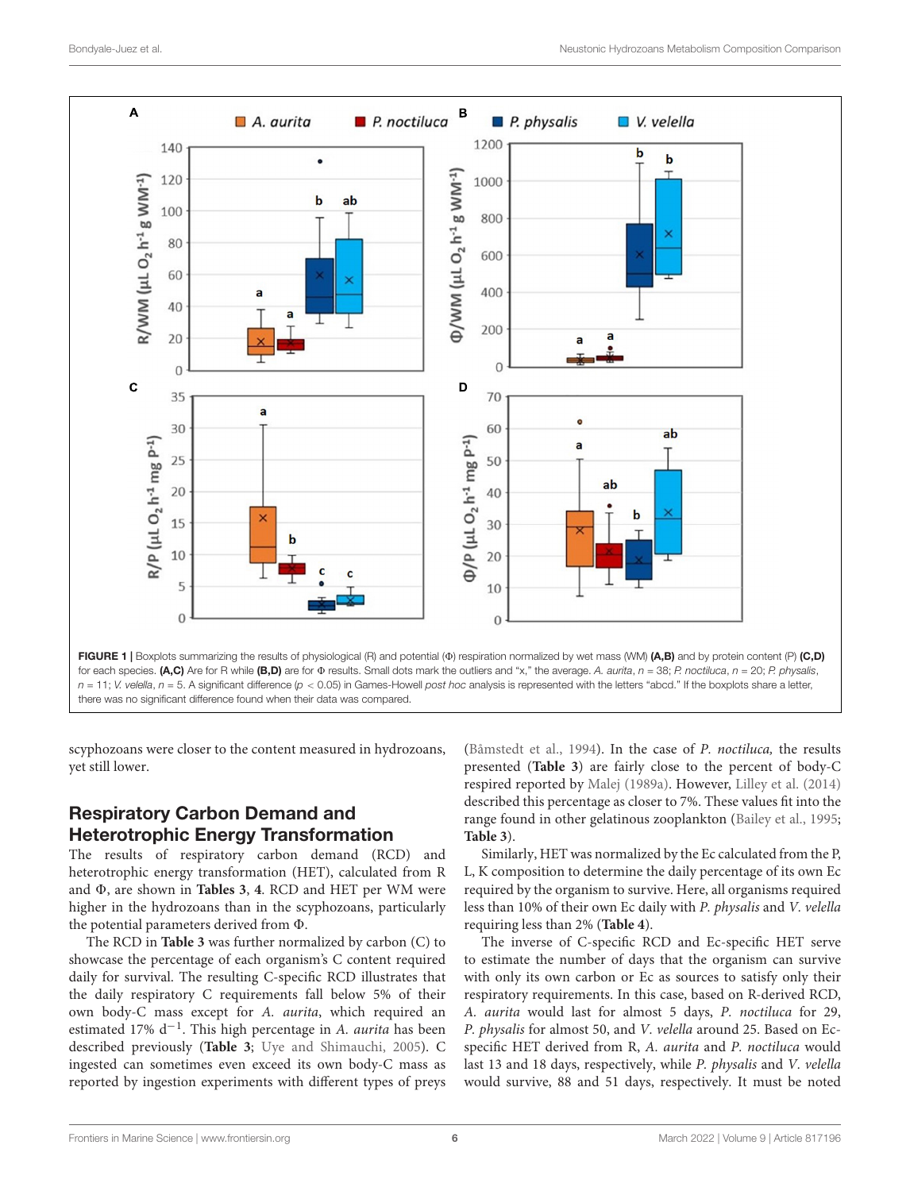FIGURE 1 | Boxplots summarizing the results of physiological (R) and potential (Φ) respiration normalized by wet mass (WM) **(A,B)** and by protein content (P) **(C,D)** for each species. **(A,C)** Are for R while **(B,D)** are for Φ results. Small dots mark the outliers and "x," the average. *A. aurita*, $n = 38$; *P. noctiluca*, $n = 20$; *P. physalis*, $n = 11$; *V. velella*, $n = 5$. A significant difference ($p < 0.05$) in Games-Howell *post hoc* analysis is represented with the letters "abcd." If the boxplots share a letter, there was no significant difference found when their data was compared.

scyphozoans were closer to the content measured in hydrozoans, yet still lower.

## Respiratory Carbon Demand and Heterotrophic Energy Transformation

The results of respiratory carbon demand (RCD) and heterotrophic energy transformation (HET), calculated from R and Φ, are shown in **Tables 3**, **4**. RCD and HET per WM were higher in the hydrozoans than in the scyphozoans, particularly the potential parameters derived from Φ.

The RCD in **Table 3** was further normalized by carbon (C) to showcase the percentage of each organism's C content required daily for survival. The resulting C-specific RCD illustrates that the daily respiratory C requirements fall below 5% of their own body-C mass except for *A. aurita*, which required an estimated 17% $d^{-1}$. This high percentage in *A. aurita* has been described previously (**Table 3**; Uye and Shimauchi, 2005). C ingested can sometimes even exceed its own body-C mass as reported by ingestion experiments with different types of preys (Båmstedt et al., 1994). In the case of *P. noctiluca,* the results presented (**Table 3**) are fairly close to the percent of body-C respired reported by Malej (1989a). However, Lilley et al. (2014) described this percentage as closer to 7%. These values fit into the range found in other gelatinous zooplankton (Bailey et al., 1995; **Table 3**).

Similarly, HET was normalized by the Ec calculated from the P, L, K composition to determine the daily percentage of its own Ec required by the organism to survive. Here, all organisms required less than 10% of their own Ec daily with *P. physalis* and *V. velella* requiring less than 2% (**Table 4**).

The inverse of C-specific RCD and Ec-specific HET serve to estimate the number of days that the organism can survive with only its own carbon or Ec as sources to satisfy only their respiratory requirements. In this case, based on R-derived RCD, *A. aurita* would last for almost 5 days, *P. noctiluca* for 29, *P. physalis* for almost 50, and *V. velella* around 25. Based on Ec-specific HET derived from R, *A. aurita* and *P. noctiluca* would last 13 and 18 days, respectively, while *P. physalis* and *V. velella* would survive, 88 and 51 days, respectively. It must be noted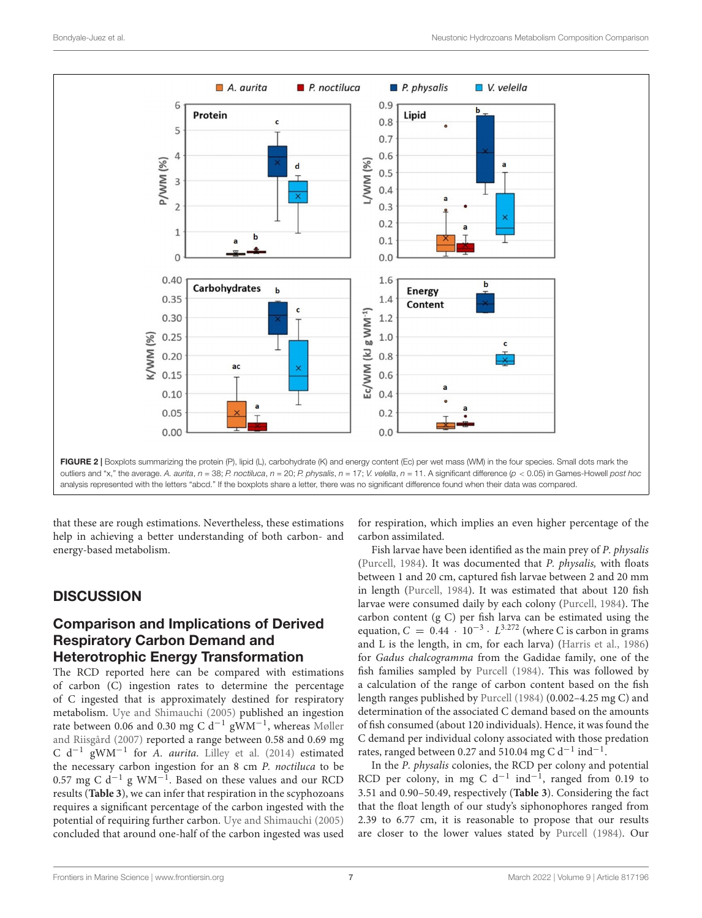FIGURE 2 | Boxplots summarizing the protein (P), lipid (L), carbohydrate (K) and energy content (Ec) per wet mass (WM) in the four species. Small dots mark the outliers and "x," the average. *A. aurita*, $n = 38$; *P. noctiluca*, $n = 20$; *P. physalis*, $n = 17$; *V. velella*, $n = 11$. A significant difference ($p < 0.05$) in Games-Howell *post hoc* analysis represented with the letters "abcd." If the boxplots share a letter, there was no significant difference found when their data was compared.

that these are rough estimations. Nevertheless, these estimations help in achieving a better understanding of both carbon- and energy-based metabolism.

## DISCUSSION

### Comparison and Implications of Derived Respiratory Carbon Demand and Heterotrophic Energy Transformation

The RCD reported here can be compared with estimations of carbon (C) ingestion rates to determine the percentage of C ingested that is approximately destined for respiratory metabolism. Uye and Shimauchi (2005) published an ingestion rate between 0.06 and 0.30 mg C $d^{-1}$ $gWM^{-1}$, whereas Møller and Riisgård (2007) reported a range between 0.58 and 0.69 mg C $d^{-1}$ $gWM^{-1}$ for *A. aurita*. Lilley et al. (2014) estimated the necessary carbon ingestion for an 8 cm *P. noctiluca* to be 0.57 mg C $d^{-1}$ g $WM^{-1}$. Based on these values and our RCD results (**Table 3**), we can infer that respiration in the scyphozoans requires a significant percentage of the carbon ingested with the potential of requiring further carbon. Uye and Shimauchi (2005) concluded that around one-half of the carbon ingested was used for respiration, which implies an even higher percentage of the carbon assimilated.

Fish larvae have been identified as the main prey of *P. physalis* (Purcell, 1984). It was documented that *P. physalis,* with floats between 1 and 20 cm, captured fish larvae between 2 and 20 mm in length (Purcell, 1984). It was estimated that about 120 fish larvae were consumed daily by each colony (Purcell, 1984). The carbon content (g C) per fish larva can be estimated using the equation, $C = 0.44 \cdot 10^{-3} \cdot L^{3.272}$ (where C is carbon in grams and L is the length, in cm, for each larva) (Harris et al., 1986) for *Gadus chalcogramma* from the Gadidae family, one of the fish families sampled by Purcell (1984). This was followed by a calculation of the range of carbon content based on the fish length ranges published by Purcell (1984) (0.002–4.25 mg C) and determination of the associated C demand based on the amounts of fish consumed (about 120 individuals). Hence, it was found that the C demand per individual colony associated with those predation rates, ranged between 0.27 and 510.04 mg C $d^{-1}$ $ind^{-1}$.

In the *P. physalis* colonies, the RCD per colony and potential RCD per colony, in mg C $d^{-1}$ $ind^{-1}$, ranged from 0.19 to 3.51 and 0.90–50.49, respectively (**Table 3**). Considering the fact that the float length of our study's siphonophores ranged from 2.39 to 6.77 cm, it is reasonable to propose that our results are closer to the lower values stated by Purcell (1984). Our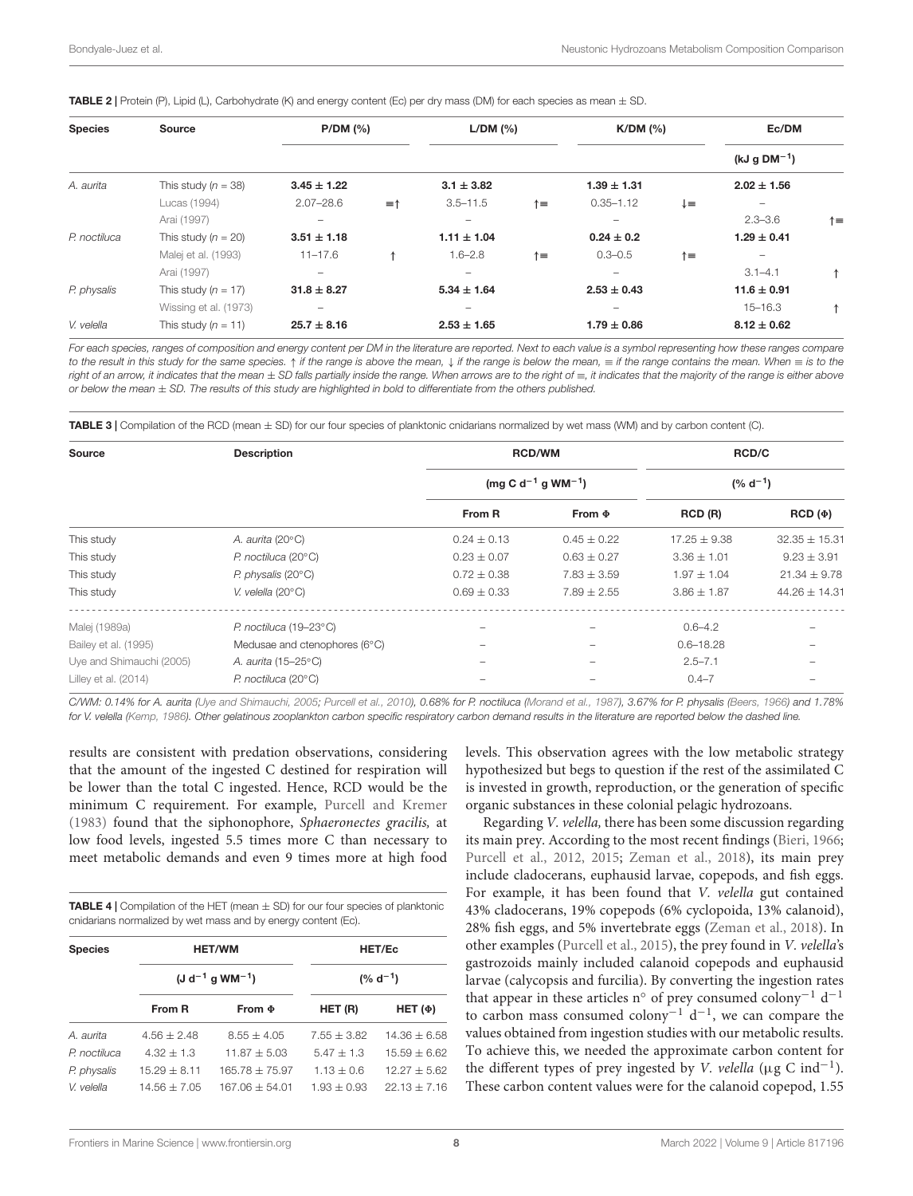**TABLE 2 |** Protein (P), Lipid (L), Carbohydrate (K) and energy content (Ec) per dry mass (DM) for each species as mean ± SD.

| Species | Source | P/DM (%) | | L/DM (%) | | K/DM (%) | | Ec/DM ($kJ\ g\ DM^{-1}$) | |
|---|---|---|---|---|---|---|---|---|---|
| *A. aurita* | This study ($n$ = 38) | **3.45 ± 1.22** | | **3.1 ± 3.82** | | **1.39 ± 1.31** | | **2.02 ± 1.56** | |
| | Lucas (1994) | 2.07–28.6 | ≡↑ | 3.5–11.5 | ↑≡ | 0.35–1.12 | ↓≡ | – | |
| | Arai (1997) | – | | – | | – | | 2.3–3.6 | ↑≡ |
| *P. noctiluca* | This study ($n$ = 20) | **3.51 ± 1.18** | | **1.11 ± 1.04** | | **0.24 ± 0.2** | | **1.29 ± 0.41** | |
| | Malej et al. (1993) | 11–17.6 | ↑ | 1.6–2.8 | ↑≡ | 0.3–0.5 | ↑≡ | – | |
| | Arai (1997) | – | | – | | – | | 3.1–4.1 | ↑ |
| *P. physalis* | This study ($n$ = 17) | **31.8 ± 8.27** | | **5.34 ± 1.64** | | **2.53 ± 0.43** | | **11.6 ± 0.91** | |
| | Wissing et al. (1973) | – | | – | | – | | 15–16.3 | ↑ |
| *V. velella* | This study ($n$ = 11) | **25.7 ± 8.16** | | **2.53 ± 1.65** | | **1.79 ± 0.86** | | **8.12 ± 0.62** | |

*For each species, ranges of composition and energy content per DM in the literature are reported. Next to each value is a symbol representing how these ranges compare to the result in this study for the same species. ↑ if the range is above the mean, ↓ if the range is below the mean, ≡ if the range contains the mean. When ≡ is to the right of an arrow, it indicates that the mean ± SD falls partially inside the range. When arrows are to the right of ≡, it indicates that the majority of the range is either above or below the mean ± SD. The results of this study are highlighted in bold to differentiate from the others published.*

**TABLE 3 |** Compilation of the RCD (mean ± SD) for our four species of planktonic cnidarians normalized by wet mass (WM) and by carbon content (C).

| Source | Description | RCD/WM ($mg\ C\ d^{-1}\ g\ WM^{-1}$) | | RCD/C ($\%\ d^{-1}$) | |
|---|---|---|---|---|---|
| | | From R | From Φ | RCD (R) | RCD (Φ) |
| This study | *A. aurita* (20°C) | 0.24 ± 0.13 | 0.45 ± 0.22 | 17.25 ± 9.38 | 32.35 ± 15.31 |
| This study | *P. noctiluca* (20°C) | 0.23 ± 0.07 | 0.63 ± 0.27 | 3.36 ± 1.01 | 9.23 ± 3.91 |
| This study | *P. physalis* (20°C) | 0.72 ± 0.38 | 7.83 ± 3.59 | 1.97 ± 1.04 | 21.34 ± 9.78 |
| This study | *V. velella* (20°C) | 0.69 ± 0.33 | 7.89 ± 2.55 | 3.86 ± 1.87 | 44.26 ± 14.31 |
| Malej (1989a) | *P. noctiluca* (19–23°C) | – | – | 0.6–4.2 | – |
| Bailey et al. (1995) | Medusae and ctenophores (6°C) | – | – | 0.6–18.28 | – |
| Uye and Shimauchi (2005) | *A. aurita* (15–25°C) | – | – | 2.5–7.1 | – |
| Lilley et al. (2014) | *P. noctiluca* (20°C) | – | – | 0.4–7 | – |

*C/WM: 0.14% for A. aurita (Uye and Shimauchi, 2005; Purcell et al., 2010), 0.68% for P. noctiluca (Morand et al., 1987), 3.67% for P. physalis (Beers, 1966) and 1.78% for V. velella (Kemp, 1986). Other gelatinous zooplankton carbon specific respiratory carbon demand results in the literature are reported below the dashed line.*

results are consistent with predation observations, considering that the amount of the ingested C destined for respiration will be lower than the total C ingested. Hence, RCD would be the minimum C requirement. For example, Purcell and Kremer (1983) found that the siphonophore, *Sphaeronectes gracilis,* at low food levels, ingested 5.5 times more C than necessary to meet metabolic demands and even 9 times more at high food levels. This observation agrees with the low metabolic strategy hypothesized but begs to question if the rest of the assimilated C is invested in growth, reproduction, or the generation of specific organic substances in these colonial pelagic hydrozoans.

**TABLE 4 |** Compilation of the HET (mean ± SD) for our four species of planktonic cnidarians normalized by wet mass and by energy content (Ec).

| Species | HET/WM ($J\ d^{-1}\ g\ WM^{-1}$) | | HET/Ec ($\%\ d^{-1}$) | |
|---|---|---|---|---|
| | From R | From Φ | HET (R) | HET (Φ) |
| *A. aurita* | 4.56 ± 2.48 | 8.55 ± 4.05 | 7.55 ± 3.82 | 14.36 ± 6.58 |
| *P. noctiluca* | 4.32 ± 1.3 | 11.87 ± 5.03 | 5.47 ± 1.3 | 15.59 ± 6.62 |
| *P. physalis* | 15.29 ± 8.11 | 165.78 ± 75.97 | 1.13 ± 0.6 | 12.27 ± 5.62 |
| *V. velella* | 14.56 ± 7.05 | 167.06 ± 54.01 | 1.93 ± 0.93 | 22.13 ± 7.16 |

Regarding *V. velella,* there has been some discussion regarding its main prey. According to the most recent findings (Bieri, 1966; Purcell et al., 2012, 2015; Zeman et al., 2018), its main prey include cladocerans, euphausid larvae, copepods, and fish eggs. For example, it has been found that *V. velella* gut contained 43% cladocerans, 19% copepods (6% cyclopoida, 13% calanoid), 28% fish eggs, and 5% invertebrate eggs (Zeman et al., 2018). In other examples (Purcell et al., 2015), the prey found in *V. velella*'s gastrozoids mainly included calanoid copepods and euphausid larvae (calycopsis and furcilia). By converting the ingestion rates that appear in these articles n° of prey consumed colony$^{-1}$ d$^{-1}$ to carbon mass consumed colony$^{-1}$ d$^{-1}$, we can compare the values obtained from ingestion studies with our metabolic results. To achieve this, we needed the approximate carbon content for the different types of prey ingested by *V. velella* ($\mu g\ C\ ind^{-1}$). These carbon content values were for the calanoid copepod, 1.55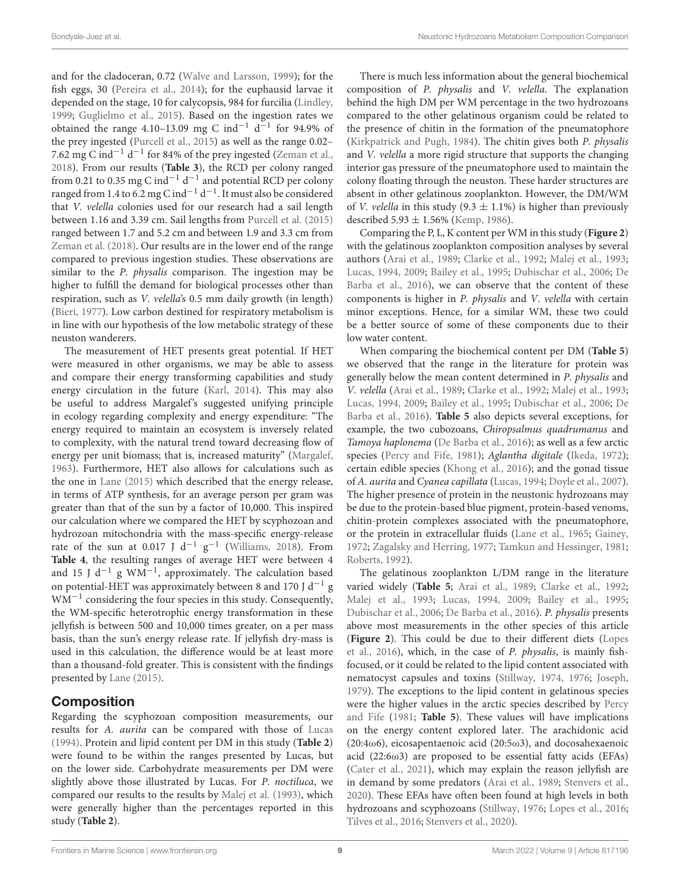and for the cladoceran, 0.72 (Walve and Larsson, 1999); for the fish eggs, 30 (Pereira et al., 2014); for the euphausid larvae it depended on the stage, 10 for calycopsis, 984 for furcilia (Lindley, 1999; Guglielmo et al., 2015). Based on the ingestion rates we obtained the range 4.10–13.09 mg C $ind^{-1}$ $d^{-1}$ for 94.9% of the prey ingested (Purcell et al., 2015) as well as the range 0.02–7.62 mg C $ind^{-1}$ $d^{-1}$ for 84% of the prey ingested (Zeman et al., 2018). From our results (**Table 3**), the RCD per colony ranged from 0.21 to 0.35 mg C $ind^{-1}$ $d^{-1}$ and potential RCD per colony ranged from 1.4 to 6.2 mg C $ind^{-1}$ $d^{-1}$. It must also be considered that *V. velella* colonies used for our research had a sail length between 1.16 and 3.39 cm. Sail lengths from Purcell et al. (2015) ranged between 1.7 and 5.2 cm and between 1.9 and 3.3 cm from Zeman et al. (2018). Our results are in the lower end of the range compared to previous ingestion studies. These observations are similar to the *P. physalis* comparison. The ingestion may be higher to fulfill the demand for biological processes other than respiration, such as *V. velella*'s 0.5 mm daily growth (in length) (Bieri, 1977). Low carbon destined for respiratory metabolism is in line with our hypothesis of the low metabolic strategy of these neuston wanderers.

The measurement of HET presents great potential. If HET were measured in other organisms, we may be able to assess and compare their energy transforming capabilities and study energy circulation in the future (Karl, 2014). This may also be useful to address Margalef's suggested unifying principle in ecology regarding complexity and energy expenditure: "The energy required to maintain an ecosystem is inversely related to complexity, with the natural trend toward decreasing flow of energy per unit biomass; that is, increased maturity" (Margalef, 1963). Furthermore, HET also allows for calculations such as the one in Lane (2015) which described that the energy release, in terms of ATP synthesis, for an average person per gram was greater than that of the sun by a factor of 10,000. This inspired our calculation where we compared the HET by scyphozoan and hydrozoan mitochondria with the mass-specific energy-release rate of the sun at 0.017 J $d^{-1}$ $g^{-1}$ (Williams, 2018). From **Table 4**, the resulting ranges of average HET were between 4 and 15 J $d^{-1}$ g $WM^{-1}$, approximately. The calculation based on potential-HET was approximately between 8 and 170 J $d^{-1}$ g $WM^{-1}$ considering the four species in this study. Consequently, the WM-specific heterotrophic energy transformation in these jellyfish is between 500 and 10,000 times greater, on a per mass basis, than the sun's energy release rate. If jellyfish dry-mass is used in this calculation, the difference would be at least more than a thousand-fold greater. This is consistent with the findings presented by Lane (2015).

## Composition

Regarding the scyphozoan composition measurements, our results for *A. aurita* can be compared with those of Lucas (1994). Protein and lipid content per DM in this study (**Table 2**) were found to be within the ranges presented by Lucas, but on the lower side. Carbohydrate measurements per DM were slightly above those illustrated by Lucas. For *P. noctiluca*, we compared our results to the results by Malej et al. (1993), which were generally higher than the percentages reported in this study (**Table 2**).

There is much less information about the general biochemical composition of *P. physalis* and *V. velella*. The explanation behind the high DM per WM percentage in the two hydrozoans compared to the other gelatinous organism could be related to the presence of chitin in the formation of the pneumatophore (Kirkpatrick and Pugh, 1984). The chitin gives both *P. physalis* and *V. velella* a more rigid structure that supports the changing interior gas pressure of the pneumatophore used to maintain the colony floating through the neuston. These harder structures are absent in other gelatinous zooplankton. However, the DM/WM of *V. velella* in this study (9.3 ± 1.1%) is higher than previously described 5.93 ± 1.56% (Kemp, 1986).

Comparing the P, L, K content per WM in this study (**Figure 2**) with the gelatinous zooplankton composition analyses by several authors (Arai et al., 1989; Clarke et al., 1992; Malej et al., 1993; Lucas, 1994, 2009; Bailey et al., 1995; Dubischar et al., 2006; De Barba et al., 2016), we can observe that the content of these components is higher in *P. physalis* and *V. velella* with certain minor exceptions. Hence, for a similar WM, these two could be a better source of some of these components due to their low water content.

When comparing the biochemical content per DM (**Table 5**) we observed that the range in the literature for protein was generally below the mean content determined in *P. physalis* and *V. velella* (Arai et al., 1989; Clarke et al., 1992; Malej et al., 1993; Lucas, 1994, 2009; Bailey et al., 1995; Dubischar et al., 2006; De Barba et al., 2016). **Table 5** also depicts several exceptions, for example, the two cubozoans, *Chiropsalmus quadrumanus* and *Tamoya haplonema* (De Barba et al., 2016); as well as a few arctic species (Percy and Fife, 1981); *Aglantha digitale* (Ikeda, 1972); certain edible species (Khong et al., 2016); and the gonad tissue of *A. aurita* and *Cyanea capillata* (Lucas, 1994; Doyle et al., 2007). The higher presence of protein in the neustonic hydrozoans may be due to the protein-based blue pigment, protein-based venoms, chitin-protein complexes associated with the pneumatophore, or the protein in extracellular fluids (Lane et al., 1965; Gainey, 1972; Zagalsky and Herring, 1977; Tamkun and Hessinger, 1981; Roberts, 1992).

The gelatinous zooplankton L/DM range in the literature varied widely (**Table 5**; Arai et al., 1989; Clarke et al., 1992; Malej et al., 1993; Lucas, 1994, 2009; Bailey et al., 1995; Dubischar et al., 2006; De Barba et al., 2016). *P. physalis* presents above most measurements in the other species of this article (**Figure 2**). This could be due to their different diets (Lopes et al., 2016), which, in the case of *P. physalis*, is mainly fish-focused, or it could be related to the lipid content associated with nematocyst capsules and toxins (Stillway, 1974, 1976; Joseph, 1979). The exceptions to the lipid content in gelatinous species were the higher values in the arctic species described by Percy and Fife (1981; **Table 5**). These values will have implications on the energy content explored later. The arachidonic acid (20:4ω6), eicosapentaenoic acid (20:5ω3), and docosahexaenoic acid (22:6ω3) are proposed to be essential fatty acids (EFAs) (Cater et al., 2021), which may explain the reason jellyfish are in demand by some predators (Arai et al., 1989; Stenvers et al., 2020). These EFAs have often been found at high levels in both hydrozoans and scyphozoans (Stillway, 1976; Lopes et al., 2016; Tilves et al., 2016; Stenvers et al., 2020).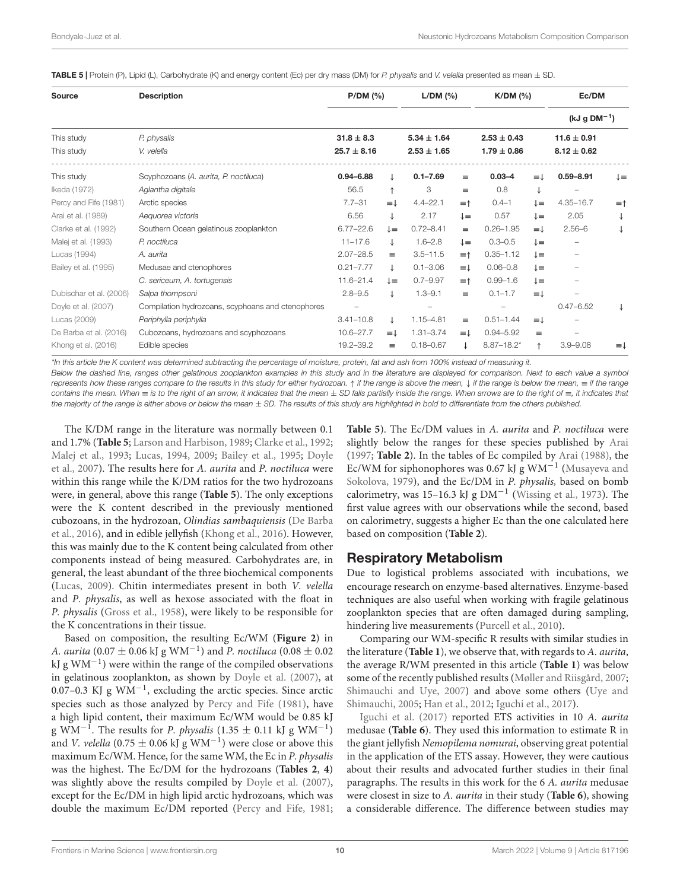**TABLE 5 |** Protein (P), Lipid (L), Carbohydrate (K) and energy content (Ec) per dry mass (DM) for *P. physalis* and *V. velella* presented as mean ± SD.

| Source | Description | P/DM (%) | | L/DM (%) | | K/DM (%) | | Ec/DM ($kJ\ g\ DM^{-1}$) | |
|---|---|---|---|---|---|---|---|---|---|
| This study | *P. physalis* | **31.8 ± 8.3** | | **5.34 ± 1.64** | | **2.53 ± 0.43** | | **11.6 ± 0.91** | |
| This study | *V. velella* | **25.7 ± 8.16** | | **2.53 ± 1.65** | | **1.79 ± 0.86** | | **8.12 ± 0.62** | |
| This study | Scyphozoans (*A. aurita, P. noctiluca*) | **0.94–6.88** | ↓ | **0.1–7.69** | ≡ | **0.03–4** | ≡↓ | **0.59–8.91** | ↓≡ |
| Ikeda (1972) | *Aglantha digitale* | 56.5 | ↑ | 3 | ≡ | 0.8 | ↓ | – | |
| Percy and Fife (1981) | Arctic species | 7.7–31 | ≡↓ | 4.4–22.1 | ≡↑ | 0.4–1 | ↓≡ | 4.35–16.7 | ≡↑ |
| Arai et al. (1989) | *Aequorea victoria* | 6.56 | ↓ | 2.17 | ↓≡ | 0.57 | ↓≡ | 2.05 | ↓ |
| Clarke et al. (1992) | Southern Ocean gelatinous zooplankton | 6.77–22.6 | ↓≡ | 0.72–8.41 | ≡ | 0.26–1.95 | ≡↓ | 2.56–6 | ↓ |
| Malej et al. (1993) | *P. noctiluca* | 11–17.6 | ↓ | 1.6–2.8 | ↓≡ | 0.3–0.5 | ↓≡ | – | |
| Lucas (1994) | *A. aurita* | 2.07–28.5 | ≡ | 3.5–11.5 | ≡↑ | 0.35–1.12 | ↓≡ | – | |
| Bailey et al. (1995) | Medusae and ctenophores | 0.21–7.77 | ↓ | 0.1–3.06 | ≡↓ | 0.06–0.8 | ↓≡ | – | |
| | *C. sericeum, A. tortugensis* | 11.6–21.4 | ↓≡ | 0.7–9.97 | ≡↑ | 0.99–1.6 | ↓≡ | – | |
| Dubischar et al. (2006) | *Salpa thompsoni* | 2.8–9.5 | ↓ | 1.3–9.1 | ≡ | 0.1–1.7 | ≡↓ | – | |
| Doyle et al. (2007) | Compilation hydrozoans, scyphozoans and ctenophores | – | | – | | – | | 0.47–6.52 | ↓ |
| Lucas (2009) | *Periphylla periphylla* | 3.41–10.8 | ↓ | 1.15–4.81 | ≡ | 0.51–1.44 | ≡↓ | – | |
| De Barba et al. (2016) | Cubozoans, hydrozoans and scyphozoans | 10.6–27.7 | ≡↓ | 1.31–3.74 | ≡↓ | 0.94–5.92 | ≡ | – | |
| Khong et al. (2016) | Edible species | 19.2–39.2 | ≡ | 0.18–0.67 | ↓ | 8.87–18.2* | ↑ | 3.9–9.08 | ≡↓ |

*In this article the K content was determined subtracting the percentage of moisture, protein, fat and ash from 100% instead of measuring it.

Below the dashed line, ranges other gelatinous zooplankton examples in this study and in the literature are displayed for comparison. Next to each value a symbol represents how these ranges compare to the results in this study for either hydrozoan. ↑ if the range is above the mean, ↓ if the range is below the mean, ≡ if the range contains the mean. When ≡ is to the right of an arrow, it indicates that the mean ± SD falls partially inside the range. When arrows are to the right of ≡, it indicates that the majority of the range is either above or below the mean ± SD. The results of this study are highlighted in bold to differentiate from the others published.

The K/DM range in the literature was normally between 0.1 and 1.7% (**Table 5**; Larson and Harbison, 1989; Clarke et al., 1992; Malej et al., 1993; Lucas, 1994, 2009; Bailey et al., 1995; Doyle et al., 2007). The results here for *A. aurita* and *P. noctiluca* were within this range while the K/DM ratios for the two hydrozoans were, in general, above this range (**Table 5**). The only exceptions were the K content described in the previously mentioned cubozoans, in the hydrozoan, *Olindias sambaquiensis* (De Barba et al., 2016), and in edible jellyfish (Khong et al., 2016). However, this was mainly due to the K content being calculated from other components instead of being measured. Carbohydrates are, in general, the least abundant of the three biochemical components (Lucas, 2009). Chitin intermediates present in both *V. velella* and *P. physalis*, as well as hexose associated with the float in *P. physalis* (Gross et al., 1958), were likely to be responsible for the K concentrations in their tissue.

Based on composition, the resulting Ec/WM (**Figure 2**) in *A. aurita* ($0.07 \pm 0.06$ kJ g $WM^{-1}$) and *P. noctiluca* ($0.08 \pm 0.02$ kJ g $WM^{-1}$) were within the range of the compiled observations in gelatinous zooplankton, as shown by Doyle et al. (2007), at 0.07–0.3 KJ g $WM^{-1}$, excluding the arctic species. Since arctic species such as those analyzed by Percy and Fife (1981), have a high lipid content, their maximum Ec/WM would be 0.85 kJ g $WM^{-1}$. The results for *P. physalis* ($1.35 \pm 0.11$ kJ g $WM^{-1}$) and *V. velella* ($0.75 \pm 0.06$ kJ g $WM^{-1}$) were close or above this maximum Ec/WM. Hence, for the same WM, the Ec in *P. physalis* was the highest. The Ec/DM for the hydrozoans (**Tables 2**, **4**) was slightly above the results compiled by Doyle et al. (2007), except for the Ec/DM in high lipid arctic hydrozoans, which was double the maximum Ec/DM reported (Percy and Fife, 1981; **Table 5**). The Ec/DM values in *A. aurita* and *P. noctiluca* were slightly below the ranges for these species published by Arai (1997; **Table 2**). In the tables of Ec compiled by Arai (1988), the Ec/WM for siphonophores was 0.67 kJ g $WM^{-1}$ (Musayeva and Sokolova, 1979), and the Ec/DM in *P. physalis,* based on bomb calorimetry, was 15–16.3 kJ g $DM^{-1}$ (Wissing et al., 1973). The first value agrees with our observations while the second, based on calorimetry, suggests a higher Ec than the one calculated here based on composition (**Table 2**).

## Respiratory Metabolism

Due to logistical problems associated with incubations, we encourage research on enzyme-based alternatives. Enzyme-based techniques are also useful when working with fragile gelatinous zooplankton species that are often damaged during sampling, hindering live measurements (Purcell et al., 2010).

Comparing our WM-specific R results with similar studies in the literature (**Table 1**), we observe that, with regards to *A. aurita*, the average R/WM presented in this article (**Table 1**) was below some of the recently published results (Møller and Riisgård, 2007; Shimauchi and Uye, 2007) and above some others (Uye and Shimauchi, 2005; Han et al., 2012; Iguchi et al., 2017).

Iguchi et al. (2017) reported ETS activities in 10 *A. aurita* medusae (**Table 6**). They used this information to estimate R in the giant jellyfish *Nemopilema nomurai*, observing great potential in the application of the ETS assay. However, they were cautious about their results and advocated further studies in their final paragraphs. The results in this work for the 6 *A. aurita* medusae were closest in size to *A. aurita* in their study (**Table 6**), showing a considerable difference. The difference between studies may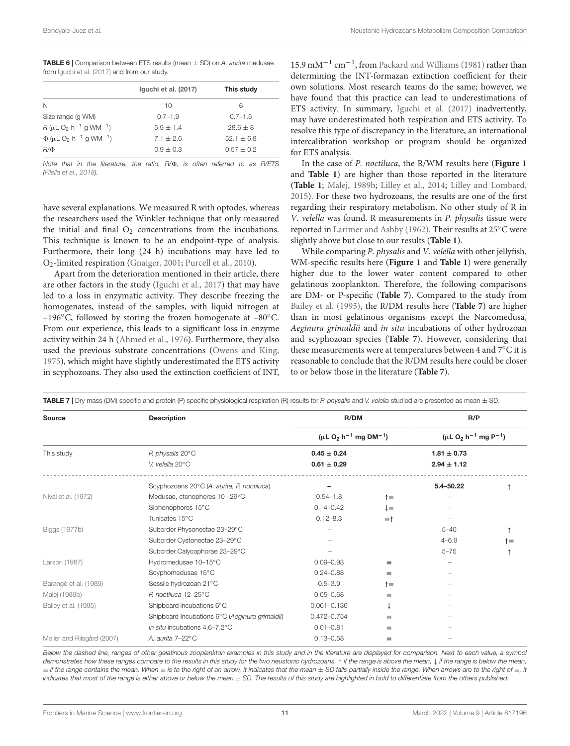**TABLE 6 |** Comparison between ETS results (mean ± SD) on *A. aurita* medusae from Iguchi et al. (2017) and from our study.

| | Iguchi et al. (2017) | This study |
|---|---|---|
| N | 10 | 6 |
| Size range (g WM) | 0.7–1.9 | 0.7–1.5 |
| *R* (μL $O_2$ $h^{-1}$ g $WM^{-1}$) | 5.9 ± 1.4 | 28.6 ± 8 |
| Φ (μL $O_2$ $h^{-1}$ g $WM^{-1}$) | 7.1 ± 2.6 | 52.1 ± 6.8 |
| *R*/Φ | 0.9 ± 0.3 | 0.57 ± 0.2 |

*Note that in the literature, the ratio, R/Φ, is often referred to as R/ETS (Filella et al., 2018).*

have several explanations. We measured R with optodes, whereas the researchers used the Winkler technique that only measured the initial and final $O_2$ concentrations from the incubations. This technique is known to be an endpoint-type of analysis. Furthermore, their long (24 h) incubations may have led to $O_2$-limited respiration (Gnaiger, 2001; Purcell et al., 2010).

Apart from the deterioration mentioned in their article, there are other factors in the study (Iguchi et al., 2017) that may have led to a loss in enzymatic activity. They describe freezing the homogenates, instead of the samples, with liquid nitrogen at −196°C, followed by storing the frozen homogenate at −80°C. From our experience, this leads to a significant loss in enzyme activity within 24 h (Ahmed et al., 1976). Furthermore, they also used the previous substrate concentrations (Owens and King, 1975), which might have slightly underestimated the ETS activity in scyphozoans. They also used the extinction coefficient of INT, 15.9 $mM^{-1}$ $cm^{-1}$, from Packard and Williams (1981) rather than determining the INT-formazan extinction coefficient for their own solutions. Most research teams do the same; however, we have found that this practice can lead to underestimations of ETS activity. In summary, Iguchi et al. (2017) inadvertently, may have underestimated both respiration and ETS activity. To resolve this type of discrepancy in the literature, an international intercalibration workshop or program should be organized for ETS analysis.

In the case of *P. noctiluca*, the R/WM results here (**Figure 1** and **Table 1**) are higher than those reported in the literature (**Table 1**; Malej, 1989b; Lilley et al., 2014; Lilley and Lombard, 2015). For these two hydrozoans, the results are one of the first regarding their respiratory metabolism. No other study of R in *V. velella* was found. R measurements in *P. physalis* tissue were reported in Larimer and Ashby (1962). Their results at 25°C were slightly above but close to our results (**Table 1**).

While comparing *P. physalis* and *V. velella* with other jellyfish, WM-specific results here (**Figure 1** and **Table 1**) were generally higher due to the lower water content compared to other gelatinous zooplankton. Therefore, the following comparisons are DM- or P-specific (**Table 7**). Compared to the study from Bailey et al. (1995), the R/DM results here (**Table 7**) are higher than in most gelatinous organisms except the Narcomedusa, *Aeginura grimaldii* and *in situ* incubations of other hydrozoan and scyphozoan species (**Table 7**). However, considering that these measurements were at temperatures between 4 and 7°C it is reasonable to conclude that the R/DM results here could be closer to or below those in the literature (**Table 7**).

**TABLE 7 |** Dry mass (DM) specific and protein (P) specific physiological respiration (R) results for *P. physalis* and *V. velella* studied are presented as mean ± SD.

| Source | Description | R/DM | | R/P | |
|---|---|---|---|---|---|
| | | (μL $O_2$ $h^{-1}$ mg $DM^{-1}$) | | (μL $O_2$ $h^{-1}$ mg $P^{-1}$) | |
| This study | *P. physalis* 20°C | **0.45 ± 0.24** | | **1.81 ± 0.73** | |
| | *V. velella* 20°C | **0.61 ± 0.29** | | **2.94 ± 1.12** | |
| | Scyphozoans 20°C (*A. aurita*, *P. noctiluca*) | – | | **5.4–50.22** | ↑ |
| Nival et al. (1972) | Medusae, ctenophores 10 –29°C | 0.54–1.8 | ↑≡ | – | |
| | Siphonophores 15°C | 0.14–0.42 | ↓≡ | – | |
| | Tunicates 15°C | 0.12–8.3 | ≡↑ | – | |
| Biggs (1977b) | Suborder Physonectae 23–29°C | – | | 5–40 | ↑ |
| | Suborder Cystonectae 23–29°C | – | | 4–6.9 | ↑≡ |
| | Suborder Calycophorae 23–29°C | – | | 5–75 | ↑ |
| Larson (1987) | Hydromedusae 10–15°C | 0.09–0.93 | ≡ | – | |
| | Scyphomedusae 15°C | 0.24–0.88 | ≡ | – | |
| Barangé et al. (1989) | Sessile hydrozoan 21°C | 0.5–3.9 | ↑≡ | – | |
| Malej (1989b) | *P. noctiluca* 12–25°C | 0.05–0.68 | ≡ | – | |
| Bailey et al. (1995) | Shipboard incubations 6°C | 0.061–0.136 | ↓ | – | |
| | Shipboard Incubations 6°C (*Aeginura grimaldii*) | 0.472–0.754 | ≡ | – | |
| | *In situ* incubations 4.6–7.2°C | 0.01–0.81 | ≡ | – | |
| Møller and Riisgård (2007) | *A. aurita* 7–22°C | 0.13–0.58 | ≡ | – | |

*Below the dashed line, ranges of other gelatinous zooplankton examples in this study and in the literature are displayed for comparison. Next to each value, a symbol demonstrates how these ranges compare to the results in this study for the two neustonic hydrozoans. ↑ if the range is above the mean, ↓ if the range is below the mean, ≡ if the range contains the mean. When ≡ is to the right of an arrow, it indicates that the mean ± SD falls partially inside the range. When arrows are to the right of ≡, it indicates that most of the range is either above or below the mean ± SD. The results of this study are highlighted in bold to differentiate from the others published.*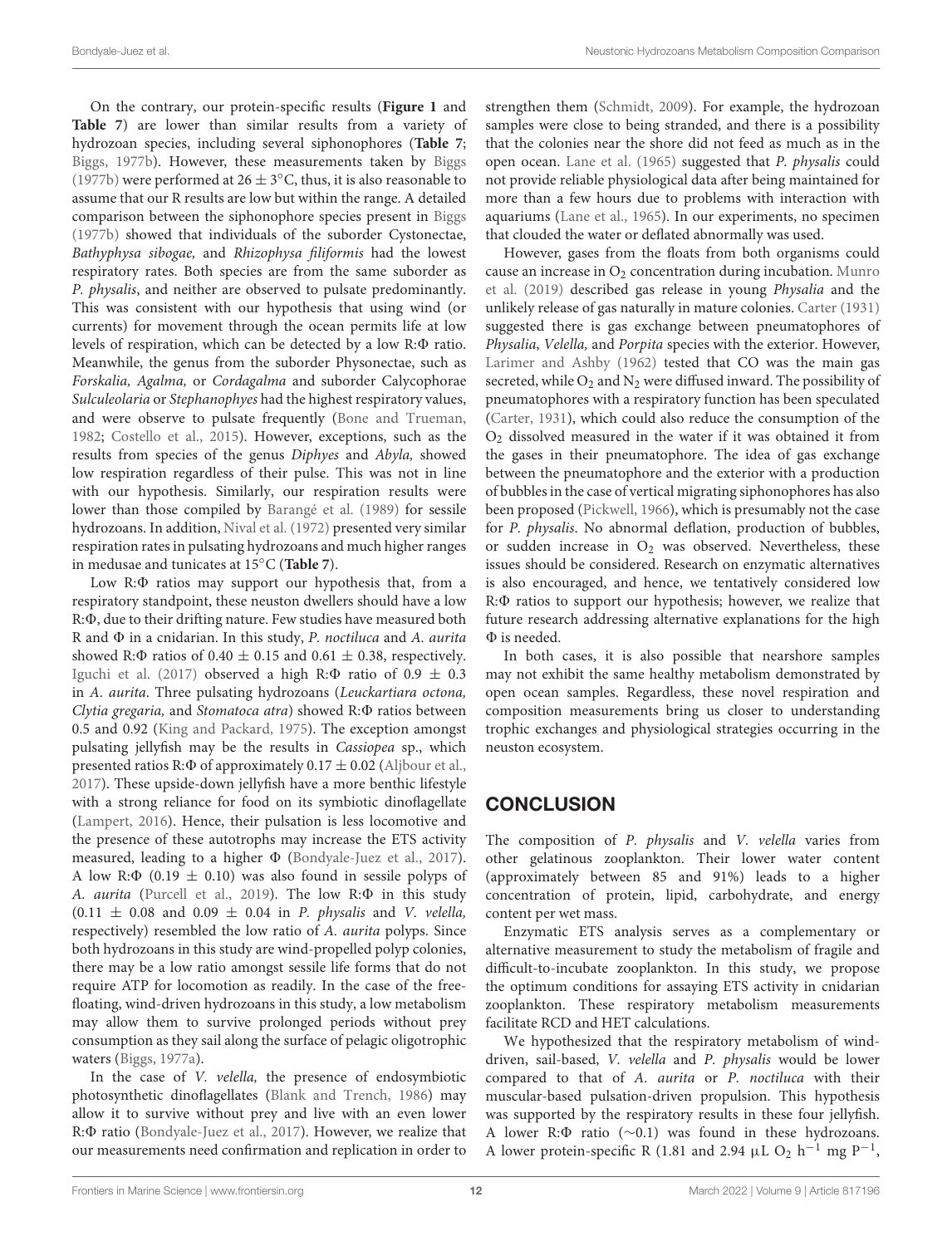On the contrary, our protein-specific results (**Figure 1** and **Table 7**) are lower than similar results from a variety of hydrozoan species, including several siphonophores (**Table 7**; Biggs, 1977b). However, these measurements taken by Biggs (1977b) were performed at 26 ± 3°C, thus, it is also reasonable to assume that our R results are low but within the range. A detailed comparison between the siphonophore species present in Biggs (1977b) showed that individuals of the suborder Cystonectae, *Bathyphysa sibogae,* and *Rhizophysa filiformis* had the lowest respiratory rates. Both species are from the same suborder as *P. physalis*, and neither are observed to pulsate predominantly. This was consistent with our hypothesis that using wind (or currents) for movement through the ocean permits life at low levels of respiration, which can be detected by a low R:Φ ratio. Meanwhile, the genus from the suborder Physonectae, such as *Forskalia, Agalma,* or *Cordagalma* and suborder Calycophorae *Sulculeolaria* or *Stephanophyes* had the highest respiratory values, and were observe to pulsate frequently (Bone and Trueman, 1982; Costello et al., 2015). However, exceptions, such as the results from species of the genus *Diphyes* and *Abyla,* showed low respiration regardless of their pulse. This was not in line with our hypothesis. Similarly, our respiration results were lower than those compiled by Barangé et al. (1989) for sessile hydrozoans. In addition, Nival et al. (1972) presented very similar respiration rates in pulsating hydrozoans and much higher ranges in medusae and tunicates at 15°C (**Table 7**).

Low R:Φ ratios may support our hypothesis that, from a respiratory standpoint, these neuston dwellers should have a low R:Φ, due to their drifting nature. Few studies have measured both R and Φ in a cnidarian. In this study, *P. noctiluca* and *A. aurita* showed R:Φ ratios of 0.40 ± 0.15 and 0.61 ± 0.38, respectively. Iguchi et al. (2017) observed a high R:Φ ratio of 0.9 ± 0.3 in *A. aurita*. Three pulsating hydrozoans (*Leuckartiara octona, Clytia gregaria,* and *Stomatoca atra*) showed R:Φ ratios between 0.5 and 0.92 (King and Packard, 1975). The exception amongst pulsating jellyfish may be the results in *Cassiopea* sp., which presented ratios R:Φ of approximately 0.17 ± 0.02 (Aljbour et al., 2017). These upside-down jellyfish have a more benthic lifestyle with a strong reliance for food on its symbiotic dinoflagellate (Lampert, 2016). Hence, their pulsation is less locomotive and the presence of these autotrophs may increase the ETS activity measured, leading to a higher Φ (Bondyale-Juez et al., 2017). A low R:Φ (0.19 ± 0.10) was also found in sessile polyps of *A. aurita* (Purcell et al., 2019). The low R:Φ in this study (0.11 ± 0.08 and 0.09 ± 0.04 in *P. physalis* and *V. velella,* respectively) resembled the low ratio of *A. aurita* polyps. Since both hydrozoans in this study are wind-propelled polyp colonies, there may be a low ratio amongst sessile life forms that do not require ATP for locomotion as readily. In the case of the free-floating, wind-driven hydrozoans in this study, a low metabolism may allow them to survive prolonged periods without prey consumption as they sail along the surface of pelagic oligotrophic waters (Biggs, 1977a).

In the case of *V. velella,* the presence of endosymbiotic photosynthetic dinoflagellates (Blank and Trench, 1986) may allow it to survive without prey and live with an even lower R:Φ ratio (Bondyale-Juez et al., 2017). However, we realize that our measurements need confirmation and replication in order to strengthen them (Schmidt, 2009). For example, the hydrozoan samples were close to being stranded, and there is a possibility that the colonies near the shore did not feed as much as in the open ocean. Lane et al. (1965) suggested that *P. physalis* could not provide reliable physiological data after being maintained for more than a few hours due to problems with interaction with aquariums (Lane et al., 1965). In our experiments, no specimen that clouded the water or deflated abnormally was used.

However, gases from the floats from both organisms could cause an increase in $O_2$ concentration during incubation. Munro et al. (2019) described gas release in young *Physalia* and the unlikely release of gas naturally in mature colonies. Carter (1931) suggested there is gas exchange between pneumatophores of *Physalia*, *Velella,* and *Porpita* species with the exterior. However, Larimer and Ashby (1962) tested that CO was the main gas secreted, while $O_2$ and $N_2$ were diffused inward. The possibility of pneumatophores with a respiratory function has been speculated (Carter, 1931), which could also reduce the consumption of the $O_2$ dissolved measured in the water if it was obtained it from the gases in their pneumatophore. The idea of gas exchange between the pneumatophore and the exterior with a production of bubbles in the case of vertical migrating siphonophores has also been proposed (Pickwell, 1966), which is presumably not the case for *P. physalis*. No abnormal deflation, production of bubbles, or sudden increase in $O_2$ was observed. Nevertheless, these issues should be considered. Research on enzymatic alternatives is also encouraged, and hence, we tentatively considered low R:Φ ratios to support our hypothesis; however, we realize that future research addressing alternative explanations for the high Φ is needed.

In both cases, it is also possible that nearshore samples may not exhibit the same healthy metabolism demonstrated by open ocean samples. Regardless, these novel respiration and composition measurements bring us closer to understanding trophic exchanges and physiological strategies occurring in the neuston ecosystem.

## CONCLUSION

The composition of *P. physalis* and *V. velella* varies from other gelatinous zooplankton. Their lower water content (approximately between 85 and 91%) leads to a higher concentration of protein, lipid, carbohydrate, and energy content per wet mass.

Enzymatic ETS analysis serves as a complementary or alternative measurement to study the metabolism of fragile and difficult-to-incubate zooplankton. In this study, we propose the optimum conditions for assaying ETS activity in cnidarian zooplankton. These respiratory metabolism measurements facilitate RCD and HET calculations.

We hypothesized that the respiratory metabolism of wind-driven, sail-based, *V. velella* and *P. physalis* would be lower compared to that of *A. aurita* or *P. noctiluca* with their muscular-based pulsation-driven propulsion. This hypothesis was supported by the respiratory results in these four jellyfish. A lower R:Φ ratio (~0.1) was found in these hydrozoans. A lower protein-specific R (1.81 and 2.94 μL $O_2$ $h^{-1}$ mg $P^{-1}$,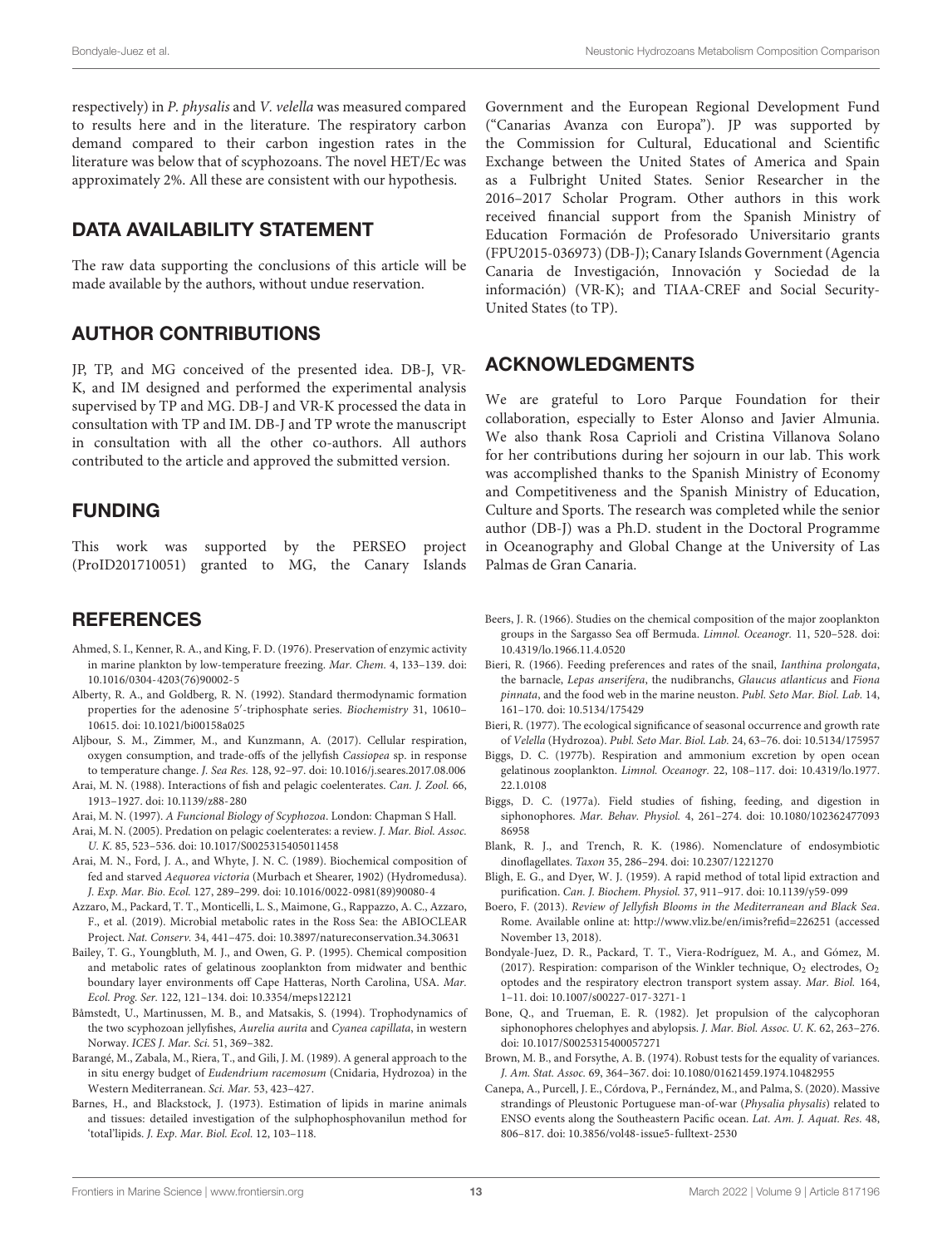respectively) in *P. physalis* and *V. velella* was measured compared to results here and in the literature. The respiratory carbon demand compared to their carbon ingestion rates in the literature was below that of scyphozoans. The novel HET/Ec was approximately 2%. All these are consistent with our hypothesis.

## DATA AVAILABILITY STATEMENT

The raw data supporting the conclusions of this article will be made available by the authors, without undue reservation.

## AUTHOR CONTRIBUTIONS

JP, TP, and MG conceived of the presented idea. DB-J, VR-K, and IM designed and performed the experimental analysis supervised by TP and MG. DB-J and VR-K processed the data in consultation with TP and IM. DB-J and TP wrote the manuscript in consultation with all the other co-authors. All authors contributed to the article and approved the submitted version.

## FUNDING

This work was supported by the PERSEO project (ProID201710051) granted to MG, the Canary Islands Government and the European Regional Development Fund ("Canarias Avanza con Europa"). JP was supported by the Commission for Cultural, Educational and Scientific Exchange between the United States of America and Spain as a Fulbright United States. Senior Researcher in the 2016–2017 Scholar Program. Other authors in this work received financial support from the Spanish Ministry of Education Formación de Profesorado Universitario grants (FPU2015-036973) (DB-J); Canary Islands Government (Agencia Canaria de Investigación, Innovación y Sociedad de la información) (VR-K); and TIAA-CREF and Social Security-United States (to TP).

## ACKNOWLEDGMENTS

We are grateful to Loro Parque Foundation for their collaboration, especially to Ester Alonso and Javier Almunia. We also thank Rosa Caprioli and Cristina Villanova Solano for her contributions during her sojourn in our lab. This work was accomplished thanks to the Spanish Ministry of Economy and Competitiveness and the Spanish Ministry of Education, Culture and Sports. The research was completed while the senior author (DB-J) was a Ph.D. student in the Doctoral Programme in Oceanography and Global Change at the University of Las Palmas de Gran Canaria.

## REFERENCES

Ahmed, S. I., Kenner, R. A., and King, F. D. (1976). Preservation of enzymic activity in marine plankton by low-temperature freezing. *Mar. Chem.* 4, 133–139. doi: 10.1016/0304-4203(76)90002-5

Alberty, R. A., and Goldberg, R. N. (1992). Standard thermodynamic formation properties for the adenosine 5′-triphosphate series. *Biochemistry* 31, 10610–10615. doi: 10.1021/bi00158a025

Aljbour, S. M., Zimmer, M., and Kunzmann, A. (2017). Cellular respiration, oxygen consumption, and trade-offs of the jellyfish *Cassiopea* sp. in response to temperature change. *J. Sea Res.* 128, 92–97. doi: 10.1016/j.seares.2017.08.006

Arai, M. N. (1988). Interactions of fish and pelagic coelenterates. *Can. J. Zool.* 66, 1913–1927. doi: 10.1139/z88-280

Arai, M. N. (1997). *A Funcional Biology of Scyphozoa*. London: Chapman S Hall.

Arai, M. N. (2005). Predation on pelagic coelenterates: a review. *J. Mar. Biol. Assoc. U. K.* 85, 523–536. doi: 10.1017/S0025315405011458

Arai, M. N., Ford, J. A., and Whyte, J. N. C. (1989). Biochemical composition of fed and starved *Aequorea victoria* (Murbach et Shearer, 1902) (Hydromedusa). *J. Exp. Mar. Bio. Ecol.* 127, 289–299. doi: 10.1016/0022-0981(89)90080-4

Azzaro, M., Packard, T. T., Monticelli, L. S., Maimone, G., Rappazzo, A. C., Azzaro, F., et al. (2019). Microbial metabolic rates in the Ross Sea: the ABIOCLEAR Project. *Nat. Conserv.* 34, 441–475. doi: 10.3897/natureconservation.34.30631

Bailey, T. G., Youngbluth, M. J., and Owen, G. P. (1995). Chemical composition and metabolic rates of gelatinous zooplankton from midwater and benthic boundary layer environments off Cape Hatteras, North Carolina, USA. *Mar. Ecol. Prog. Ser.* 122, 121–134. doi: 10.3354/meps122121

Båmstedt, U., Martinussen, M. B., and Matsakis, S. (1994). Trophodynamics of the two scyphozoan jellyfishes, *Aurelia aurita* and *Cyanea capillata*, in western Norway. *ICES J. Mar. Sci.* 51, 369–382.

Barangé, M., Zabala, M., Riera, T., and Gili, J. M. (1989). A general approach to the in situ energy budget of *Eudendrium racemosum* (Cnidaria, Hydrozoa) in the Western Mediterranean. *Sci. Mar.* 53, 423–427.

Barnes, H., and Blackstock, J. (1973). Estimation of lipids in marine animals and tissues: detailed investigation of the sulphophosphovanilun method for 'total'lipids. *J. Exp. Mar. Biol. Ecol.* 12, 103–118.

Beers, J. R. (1966). Studies on the chemical composition of the major zooplankton groups in the Sargasso Sea off Bermuda. *Limnol. Oceanogr.* 11, 520–528. doi: 10.4319/lo.1966.11.4.0520

Bieri, R. (1966). Feeding preferences and rates of the snail, *Ianthina prolongata*, the barnacle, *Lepas anserifera*, the nudibranchs, *Glaucus atlanticus* and *Fiona pinnata*, and the food web in the marine neuston. *Publ. Seto Mar. Biol. Lab.* 14, 161–170. doi: 10.5134/175429

Bieri, R. (1977). The ecological significance of seasonal occurrence and growth rate of *Velella* (Hydrozoa). *Publ. Seto Mar. Biol. Lab.* 24, 63–76. doi: 10.5134/175957

Biggs, D. C. (1977b). Respiration and ammonium excretion by open ocean gelatinous zooplankton. *Limnol. Oceanogr.* 22, 108–117. doi: 10.4319/lo.1977.22.1.0108

Biggs, D. C. (1977a). Field studies of fishing, feeding, and digestion in siphonophores. *Mar. Behav. Physiol.* 4, 261–274. doi: 10.1080/10236247709386958

Blank, R. J., and Trench, R. K. (1986). Nomenclature of endosymbiotic dinoflagellates. *Taxon* 35, 286–294. doi: 10.2307/1221270

Bligh, E. G., and Dyer, W. J. (1959). A rapid method of total lipid extraction and purification. *Can. J. Biochem. Physiol.* 37, 911–917. doi: 10.1139/y59-099

Boero, F. (2013). *Review of Jellyfish Blooms in the Mediterranean and Black Sea*. Rome. Available online at: http://www.vliz.be/en/imis?refid=226251 (accessed November 13, 2018).

Bondyale-Juez, D. R., Packard, T. T., Viera-Rodríguez, M. A., and Gómez, M. (2017). Respiration: comparison of the Winkler technique, $O_2$ electrodes, $O_2$ optodes and the respiratory electron transport system assay. *Mar. Biol.* 164, 1–11. doi: 10.1007/s00227-017-3271-1

Bone, Q., and Trueman, E. R. (1982). Jet propulsion of the calycophoran siphonophores chelophyes and abylopsis. *J. Mar. Biol. Assoc. U. K.* 62, 263–276. doi: 10.1017/S0025315400057271

Brown, M. B., and Forsythe, A. B. (1974). Robust tests for the equality of variances. *J. Am. Stat. Assoc.* 69, 364–367. doi: 10.1080/01621459.1974.10482955

Canepa, A., Purcell, J. E., Córdova, P., Fernández, M., and Palma, S. (2020). Massive strandings of Pleustonic Portuguese man-of-war (*Physalia physalis*) related to ENSO events along the Southeastern Pacific ocean. *Lat. Am. J. Aquat. Res.* 48, 806–817. doi: 10.3856/vol48-issue5-fulltext-2530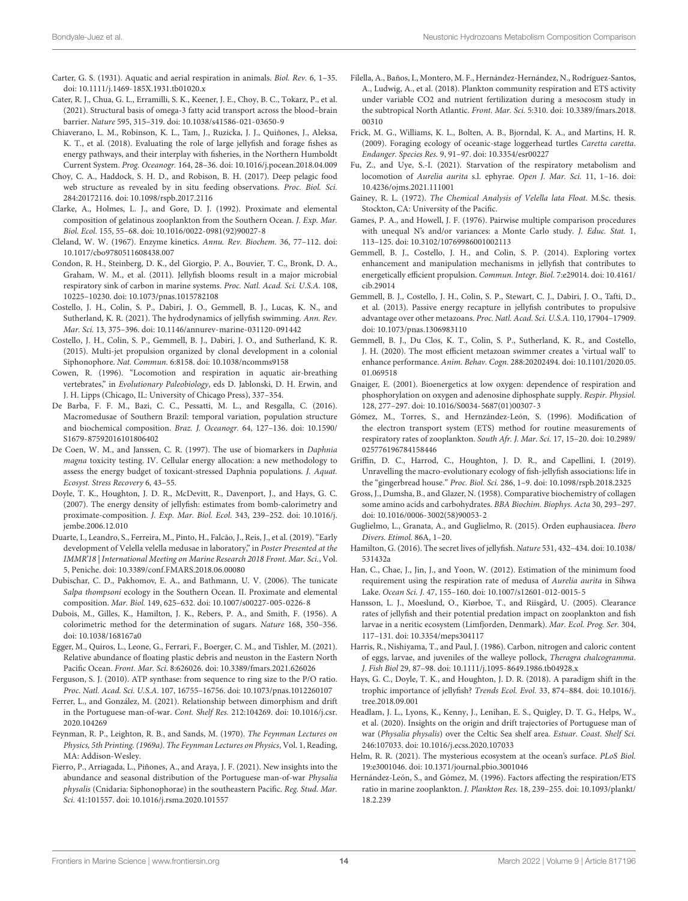Carter, G. S. (1931). Aquatic and aerial respiration in animals. *Biol. Rev.* 6, 1–35. doi: 10.1111/j.1469-185X.1931.tb01020.x

Cater, R. J., Chua, G. L., Erramilli, S. K., Keener, J. E., Choy, B. C., Tokarz, P., et al. (2021). Structural basis of omega-3 fatty acid transport across the blood–brain barrier. *Nature* 595, 315–319. doi: 10.1038/s41586-021-03650-9

Chiaverano, L. M., Robinson, K. L., Tam, J., Ruzicka, J. J., Quiñones, J., Aleksa, K. T., et al. (2018). Evaluating the role of large jellyfish and forage fishes as energy pathways, and their interplay with fisheries, in the Northern Humboldt Current System. *Prog. Oceanogr.* 164, 28–36. doi: 10.1016/j.pocean.2018.04.009

Choy, C. A., Haddock, S. H. D., and Robison, B. H. (2017). Deep pelagic food web structure as revealed by in situ feeding observations. *Proc. Biol. Sci.* 284:20172116. doi: 10.1098/rspb.2017.2116

Clarke, A., Holmes, L. J., and Gore, D. J. (1992). Proximate and elemental composition of gelatinous zooplankton from the Southern Ocean. *J. Exp. Mar. Biol. Ecol.* 155, 55–68. doi: 10.1016/0022-0981(92)90027-8

Cleland, W. W. (1967). Enzyme kinetics. *Annu. Rev. Biochem.* 36, 77–112. doi: 10.1017/cbo9780511608438.007

Condon, R. H., Steinberg, D. K., del Giorgio, P. A., Bouvier, T. C., Bronk, D. A., Graham, W. M., et al. (2011). Jellyfish blooms result in a major microbial respiratory sink of carbon in marine systems. *Proc. Natl. Acad. Sci. U.S.A.* 108, 10225–10230. doi: 10.1073/pnas.1015782108

Costello, J. H., Colin, S. P., Dabiri, J. O., Gemmell, B. J., Lucas, K. N., and Sutherland, K. R. (2021). The hydrodynamics of jellyfish swimming. *Ann. Rev. Mar. Sci.* 13, 375–396. doi: 10.1146/annurev-marine-031120-091442

Costello, J. H., Colin, S. P., Gemmell, B. J., Dabiri, J. O., and Sutherland, K. R. (2015). Multi-jet propulsion organized by clonal development in a colonial Siphonophore. *Nat. Commun.* 6:8158. doi: 10.1038/ncomms9158

Cowen, R. (1996). "Locomotion and respiration in aquatic air-breathing vertebrates," in *Evolutionary Paleobiology*, eds D. Jablonski, D. H. Erwin, and J. H. Lipps (Chicago, IL: University of Chicago Press), 337–354.

De Barba, F. F. M., Bazi, C. C., Pessatti, M. L., and Resgalla, C. (2016). Macromedusae of Southern Brazil: temporal variation, population structure and biochemical composition. *Braz. J. Oceanogr.* 64, 127–136. doi: 10.1590/S1679-87592016101806402

De Coen, W. M., and Janssen, C. R. (1997). The use of biomarkers in *Daphnia magna* toxicity testing. IV. Cellular energy allocation: a new methodology to assess the energy budget of toxicant-stressed Daphnia populations. *J. Aquat. Ecosyst. Stress Recovery* 6, 43–55.

Doyle, T. K., Houghton, J. D. R., McDevitt, R., Davenport, J., and Hays, G. C. (2007). The energy density of jellyfish: estimates from bomb-calorimetry and proximate-composition. *J. Exp. Mar. Biol. Ecol.* 343, 239–252. doi: 10.1016/j.jembe.2006.12.010

Duarte, I., Leandro, S., Ferreira, M., Pinto, H., Falcão, J., Reis, J., et al. (2019). "Early development of Velella velella medusae in laboratory," in *Poster Presented at the IMMR'18 | International Meeting on Marine Research 2018 Front. Mar. Sci.*, Vol. 5, Peniche. doi: 10.3389/conf.FMARS.2018.06.00080

Dubischar, C. D., Pakhomov, E. A., and Bathmann, U. V. (2006). The tunicate *Salpa thompsoni* ecology in the Southern Ocean. II. Proximate and elemental composition. *Mar. Biol.* 149, 625–632. doi: 10.1007/s00227-005-0226-8

Dubois, M., Gilles, K., Hamilton, J. K., Rebers, P. A., and Smith, F. (1956). A colorimetric method for the determination of sugars. *Nature* 168, 350–356. doi: 10.1038/168167a0

Egger, M., Quiros, L., Leone, G., Ferrari, F., Boerger, C. M., and Tishler, M. (2021). Relative abundance of floating plastic debris and neuston in the Eastern North Pacific Ocean. *Front. Mar. Sci.* 8:626026. doi: 10.3389/fmars.2021.626026

Ferguson, S. J. (2010). ATP synthase: from sequence to ring size to the P/O ratio. *Proc. Natl. Acad. Sci. U.S.A.* 107, 16755–16756. doi: 10.1073/pnas.1012260107

Ferrer, L., and González, M. (2021). Relationship between dimorphism and drift in the Portuguese man-of-war. *Cont. Shelf Res.* 212:104269. doi: 10.1016/j.csr.2020.104269

Feynman, R. P., Leighton, R. B., and Sands, M. (1970). *The Feynman Lectures on Physics, 5th Printing. (1969a). The Feynman Lectures on Physics*, Vol. 1, Reading, MA: Addison-Wesley.

Fierro, P., Arriagada, L., Piñones, A., and Araya, J. F. (2021). New insights into the abundance and seasonal distribution of the Portuguese man-of-war *Physalia physalis* (Cnidaria: Siphonophorae) in the southeastern Pacific. *Reg. Stud. Mar. Sci.* 41:101557. doi: 10.1016/j.rsma.2020.101557

Filella, A., Baños, I., Montero, M. F., Hernández-Hernández, N., Rodríguez-Santos, A., Ludwig, A., et al. (2018). Plankton community respiration and ETS activity under variable CO2 and nutrient fertilization during a mesocosm study in the subtropical North Atlantic. *Front. Mar. Sci.* 5:310. doi: 10.3389/fmars.2018.00310

Frick, M. G., Williams, K. L., Bolten, A. B., Bjorndal, K. A., and Martins, H. R. (2009). Foraging ecology of oceanic-stage loggerhead turtles *Caretta caretta*. *Endanger. Species Res.* 9, 91–97. doi: 10.3354/esr00227

Fu, Z., and Uye, S.-I. (2021). Starvation of the respiratory metabolism and locomotion of *Aurelia aurita* s.l. ephyrae. *Open J. Mar. Sci.* 11, 1–16. doi: 10.4236/ojms.2021.111001

Gainey, R. L. (1972). *The Chemical Analysis of Velella lata Float.* M.Sc. thesis. Stockton, CA: University of the Pacific.

Games, P. A., and Howell, J. F. (1976). Pairwise multiple comparison procedures with unequal N's and/or variances: a Monte Carlo study. *J. Educ. Stat.* 1, 113–125. doi: 10.3102/10769986001002113

Gemmell, B. J., Costello, J. H., and Colin, S. P. (2014). Exploring vortex enhancement and manipulation mechanisms in jellyfish that contributes to energetically efficient propulsion. *Commun. Integr. Biol.* 7:e29014. doi: 10.4161/cib.29014

Gemmell, B. J., Costello, J. H., Colin, S. P., Stewart, C. J., Dabiri, J. O., Tafti, D., et al. (2013). Passive energy recapture in jellyfish contributes to propulsive advantage over other metazoans. *Proc. Natl. Acad. Sci. U.S.A.* 110, 17904–17909. doi: 10.1073/pnas.1306983110

Gemmell, B. J., Du Clos, K. T., Colin, S. P., Sutherland, K. R., and Costello, J. H. (2020). The most efficient metazoan swimmer creates a 'virtual wall' to enhance performance. *Anim. Behav. Cogn.* 288:20202494. doi: 10.1101/2020.05.01.069518

Gnaiger, E. (2001). Bioenergetics at low oxygen: dependence of respiration and phosphorylation on oxygen and adenosine diphosphate supply. *Respir. Physiol.* 128, 277–297. doi: 10.1016/S0034-5687(01)00307-3

Gómez, M., Torres, S., and Hernzández-León, S. (1996). Modification of the electron transport system (ETS) method for routine measurements of respiratory rates of zooplankton. *South Afr. J. Mar. Sci.* 17, 15–20. doi: 10.2989/025776196784158446

Griffin, D. C., Harrod, C., Houghton, J. D. R., and Capellini, I. (2019). Unravelling the macro-evolutionary ecology of fish-jellyfish associations: life in the "gingerbread house." *Proc. Biol. Sci.* 286, 1–9. doi: 10.1098/rspb.2018.2325

Gross, J., Dumsha, B., and Glazer, N. (1958). Comparative biochemistry of collagen some amino acids and carbohydrates. *BBA Biochim. Biophys. Acta* 30, 293–297. doi: 10.1016/0006-3002(58)90053-2

Guglielmo, L., Granata, A., and Guglielmo, R. (2015). Orden euphausiacea. *Ibero Divers. Etimol.* 86A, 1–20.

Hamilton, G. (2016). The secret lives of jellyfish. *Nature* 531, 432–434. doi: 10.1038/531432a

Han, C., Chae, J., Jin, J., and Yoon, W. (2012). Estimation of the minimum food requirement using the respiration rate of medusa of *Aurelia aurita* in Sihwa Lake. *Ocean Sci. J.* 47, 155–160. doi: 10.1007/s12601-012-0015-5

Hansson, L. J., Moeslund, O., Kiørboe, T., and Riisgård, U. (2005). Clearance rates of jellyfish and their potential predation impact on zooplankton and fish larvae in a neritic ecosystem (Limfjorden, Denmark). *Mar. Ecol. Prog. Ser.* 304, 117–131. doi: 10.3354/meps304117

Harris, R., Nishiyama, T., and Paul, J. (1986). Carbon, nitrogen and caloric content of eggs, larvae, and juveniles of the walleye pollock, *Theragra chalcogramma*. *J. Fish Biol* 29, 87–98. doi: 10.1111/j.1095-8649.1986.tb04928.x

Hays, G. C., Doyle, T. K., and Houghton, J. D. R. (2018). A paradigm shift in the trophic importance of jellyfish? *Trends Ecol. Evol.* 33, 874–884. doi: 10.1016/j.tree.2018.09.001

Headlam, J. L., Lyons, K., Kenny, J., Lenihan, E. S., Quigley, D. T. G., Helps, W., et al. (2020). Insights on the origin and drift trajectories of Portuguese man of war (*Physalia physalis*) over the Celtic Sea shelf area. *Estuar. Coast. Shelf Sci.* 246:107033. doi: 10.1016/j.ecss.2020.107033

Helm, R. R. (2021). The mysterious ecosystem at the ocean's surface. *PLoS Biol.* 19:e3001046. doi: 10.1371/journal.pbio.3001046

Hernández-León, S., and Gómez, M. (1996). Factors affecting the respiration/ETS ratio in marine zooplankton. *J. Plankton Res.* 18, 239–255. doi: 10.1093/plankt/18.2.239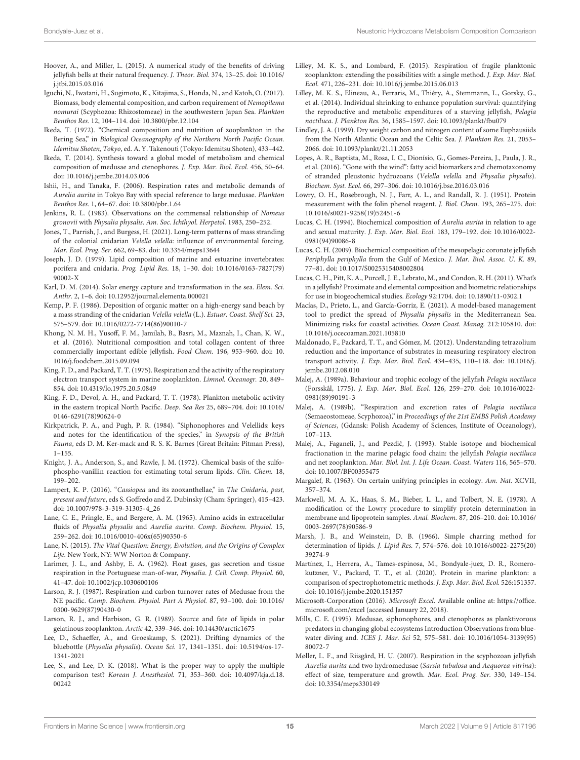Hoover, A., and Miller, L. (2015). A numerical study of the benefits of driving jellyfish bells at their natural frequency. *J. Theor. Biol.* 374, 13–25. doi: 10.1016/j.jtbi.2015.03.016

Iguchi, N., Iwatani, H., Sugimoto, K., Kitajima, S., Honda, N., and Katoh, O. (2017). Biomass, body elemental composition, and carbon requirement of *Nemopilema nomurai* (Scyphozoa: Rhizostomeae) in the southwestern Japan Sea. *Plankton Benthos Res.* 12, 104–114. doi: 10.3800/pbr.12.104

Ikeda, T. (1972). "Chemical composition and nutrition of zooplankton in the Bering Sea," in *Biological Oceanography of the Northern North Pacific Ocean. Idemitsu Shoten, Tokyo*, ed. A. Y. Takenouti (Tokyo: Idemitsu Shoten), 433–442.

Ikeda, T. (2014). Synthesis toward a global model of metabolism and chemical composition of medusae and ctenophores. *J. Exp. Mar. Biol. Ecol.* 456, 50–64. doi: 10.1016/j.jembe.2014.03.006

Ishii, H., and Tanaka, F. (2006). Respiration rates and metabolic demands of *Aurelia aurita* in Tokyo Bay with special reference to large medusae. *Plankton Benthos Res.* 1, 64–67. doi: 10.3800/pbr.1.64

Jenkins, R. L. (1983). Observations on the commensal relationship of *Nomeus gronovii* with *Physalia physalis*. *Am. Soc. Ichthyol. Herpetol.* 1983, 250–252.

Jones, T., Parrish, J., and Burgess, H. (2021). Long-term patterns of mass stranding of the colonial cnidarian *Velella velella*: influence of environmental forcing. *Mar. Ecol. Prog. Ser.* 662, 69–83. doi: 10.3354/meps13644

Joseph, J. D. (1979). Lipid composition of marine and estuarine invertebrates: porifera and cnidaria. *Prog. Lipid Res.* 18, 1–30. doi: 10.1016/0163-7827(79)90002-X

Karl, D. M. (2014). Solar energy capture and transformation in the sea. *Elem. Sci. Anthr.* 2, 1–6. doi: 10.12952/journal.elementa.000021

Kemp, P. F. (1986). Deposition of organic matter on a high-energy sand beach by a mass stranding of the cnidarian *Velella velella* (L.). *Estuar. Coast. Shelf Sci.* 23, 575–579. doi: 10.1016/0272-7714(86)90010-7

Khong, N. M. H., Yusoff, F. M., Jamilah, B., Basri, M., Maznah, I., Chan, K. W., et al. (2016). Nutritional composition and total collagen content of three commercially important edible jellyfish. *Food Chem.* 196, 953–960. doi: 10.1016/j.foodchem.2015.09.094

King, F. D., and Packard, T. T. (1975). Respiration and the activity of the respiratory electron transport system in marine zooplankton. *Limnol. Oceanogr.* 20, 849–854. doi: 10.4319/lo.1975.20.5.0849

King, F. D., Devol, A. H., and Packard, T. T. (1978). Plankton metabolic activity in the eastern tropical North Pacific. *Deep. Sea Res* 25, 689–704. doi: 10.1016/0146-6291(78)90624-0

Kirkpatrick, P. A., and Pugh, P. R. (1984). "Siphonophores and Velellids: keys and notes for the identification of the species," in *Synopsis of the British Fauna*, eds D. M. Ker-mack and R. S. K. Barnes (Great Britain: Pitman Press), 1–155.

Knight, J. A., Anderson, S., and Rawle, J. M. (1972). Chemical basis of the sulfo-phospho-vanillin reaction for estimating total serum lipids. *Clin. Chem.* 18, 199–202.

Lampert, K. P. (2016). "*Cassiopea* and its zooxanthellae," in *The Cnidaria, past, present and future*, eds S. Goffredo and Z. Dubinsky (Cham: Springer), 415–423. doi: 10.1007/978-3-319-31305-4_26

Lane, C. E., Pringle, E., and Bergere, A. M. (1965). Amino acids in extracellular fluids of *Physalia physalis* and *Aurelia aurita*. *Comp. Biochem. Physiol.* 15, 259–262. doi: 10.1016/0010-406x(65)90350-6

Lane, N. (2015). *The Vital Question: Energy, Evolution, and the Origins of Complex Life*. New York, NY: WW Norton & Company.

Larimer, J. L., and Ashby, E. A. (1962). Float gases, gas secretion and tissue respiration in the Portuguese man-of-war, *Physalia*. *J. Cell. Comp. Physiol.* 60, 41–47. doi: 10.1002/jcp.1030600106

Larson, R. J. (1987). Respiration and carbon turnover rates of Medusae from the NE pacific. *Comp. Biochem. Physiol. Part A Physiol.* 87, 93–100. doi: 10.1016/0300-9629(87)90430-0

Larson, R. J., and Harbison, G. R. (1989). Source and fate of lipids in polar gelatinous zooplankton. *Arctic* 42, 339–346. doi: 10.14430/arctic1675

Lee, D., Schaeffer, A., and Groeskamp, S. (2021). Drifting dynamics of the bluebottle (*Physalia physalis*). *Ocean Sci.* 17, 1341–1351. doi: 10.5194/os-17-1341-2021

Lee, S., and Lee, D. K. (2018). What is the proper way to apply the multiple comparison test? *Korean J. Anesthesiol.* 71, 353–360. doi: 10.4097/kja.d.18.00242

Lilley, M. K. S., and Lombard, F. (2015). Respiration of fragile planktonic zooplankton: extending the possibilities with a single method. *J. Exp. Mar. Biol. Ecol.* 471, 226–231. doi: 10.1016/j.jembe.2015.06.013

Lilley, M. K. S., Elineau, A., Ferraris, M., Thiéry, A., Stemmann, L., Gorsky, G., et al. (2014). Individual shrinking to enhance population survival: quantifying the reproductive and metabolic expenditures of a starving jellyfish, *Pelagia noctiluca*. *J. Plankton Res.* 36, 1585–1597. doi: 10.1093/plankt/fbu079

Lindley, J. A. (1999). Dry weight carbon and nitrogen content of some Euphausiids from the North Atlantic Ocean and the Celtic Sea. *J. Plankton Res.* 21, 2053–2066. doi: 10.1093/plankt/21.11.2053

Lopes, A. R., Baptista, M., Rosa, I. C., Dionísio, G., Gomes-Pereira, J., Paula, J. R., et al. (2016). "Gone with the wind": fatty acid biomarkers and chemotaxonomy of stranded pleustonic hydrozoans (*Velella velella* and *Physalia physalis*). *Biochem. Syst. Ecol.* 66, 297–306. doi: 10.1016/j.bse.2016.03.016

Lowry, O. H., Rosebrough, N. J., Farr, A. L., and Randall, R. J. (1951). Protein measurement with the folin phenol reagent. *J. Biol. Chem.* 193, 265–275. doi: 10.1016/s0021-9258(19)52451-6

Lucas, C. H. (1994). Biochemical composition of *Aurelia aurita* in relation to age and sexual maturity. *J. Exp. Mar. Biol. Ecol.* 183, 179–192. doi: 10.1016/0022-0981(94)90086-8

Lucas, C. H. (2009). Biochemical composition of the mesopelagic coronate jellyfish *Periphylla periphylla* from the Gulf of Mexico. *J. Mar. Biol. Assoc. U. K.* 89, 77–81. doi: 10.1017/S0025315408002804

Lucas, C. H., Pitt, K. A., Purcell, J. E., Lebrato, M., and Condon, R. H. (2011). What's in a jellyfish? Proximate and elemental composition and biometric relationships for use in biogeochemical studies. *Ecology* 92:1704. doi: 10.1890/11-0302.1

Macías, D., Prieto, L., and García-Gorriz, E. (2021). A model-based management tool to predict the spread of *Physalia physalis* in the Mediterranean Sea. Minimizing risks for coastal activities. *Ocean Coast. Manag.* 212:105810. doi: 10.1016/j.ocecoaman.2021.105810

Maldonado, F., Packard, T. T., and Gómez, M. (2012). Understanding tetrazolium reduction and the importance of substrates in measuring respiratory electron transport activity. *J. Exp. Mar. Biol. Ecol.* 434–435, 110–118. doi: 10.1016/j.jembe.2012.08.010

Malej, A. (1989a). Behaviour and trophic ecology of the jellyfish *Pelagia noctiluca* (Forsskål, 1775). *J. Exp. Mar. Biol. Ecol.* 126, 259–270. doi: 10.1016/0022-0981(89)90191-3

Malej, A. (1989b). "Respiration and excretion rates of *Pelagia noctiluca* (Semaeostomeae, Scyphozoa)," in *Proceedings of the 21st EMBS Polish Academy of Sciences*, (Gdansk: Polish Academy of Sciences, Institute of Oceanology), 107–113.

Malej, A., Faganeli, J., and Pezdič, J. (1993). Stable isotope and biochemical fractionation in the marine pelagic food chain: the jellyfish *Pelagia noctiluca* and net zooplankton. *Mar. Biol. Int. J. Life Ocean. Coast. Waters* 116, 565–570. doi: 10.1007/BF00355475

Margalef, R. (1963). On certain unifying principles in ecology. *Am. Nat.* XCVII, 357–374.

Markwell, M. A. K., Haas, S. M., Bieber, L. L., and Tolbert, N. E. (1978). A modification of the Lowry procedure to simplify protein determination in membrane and lipoprotein samples. *Anal. Biochem.* 87, 206–210. doi: 10.1016/0003-2697(78)90586-9

Marsh, J. B., and Weinstein, D. B. (1966). Simple charring method for determination of lipids. *J. Lipid Res.* 7, 574–576. doi: 10.1016/s0022-2275(20)39274-9

Martínez, I., Herrera, A., Tames-espinosa, M., Bondyale-juez, D. R., Romero-kutzner, V., Packard, T. T., et al. (2020). Protein in marine plankton: a comparison of spectrophotometric methods. *J. Exp. Mar. Biol. Ecol.* 526:151357. doi: 10.1016/j.jembe.2020.151357

Microsoft-Corporation (2016). *Microsoft Excel*. Available online at: https://office.microsoft.com/excel (accessed January 22, 2018).

Mills, C. E. (1995). Medusae, siphonophores, and ctenophores as planktivorous predators in changing global ecosystems Introduction Observations from blue-water diving and. *ICES J. Mar. Sci* 52, 575–581. doi: 10.1016/1054-3139(95)80072-7

Møller, L. F., and Riisgård, H. U. (2007). Respiration in the scyphozoan jellyfish *Aurelia aurita* and two hydromedusae (*Sarsia tubulosa* and *Aequorea vitrina*): effect of size, temperature and growth. *Mar. Ecol. Prog. Ser.* 330, 149–154. doi: 10.3354/meps330149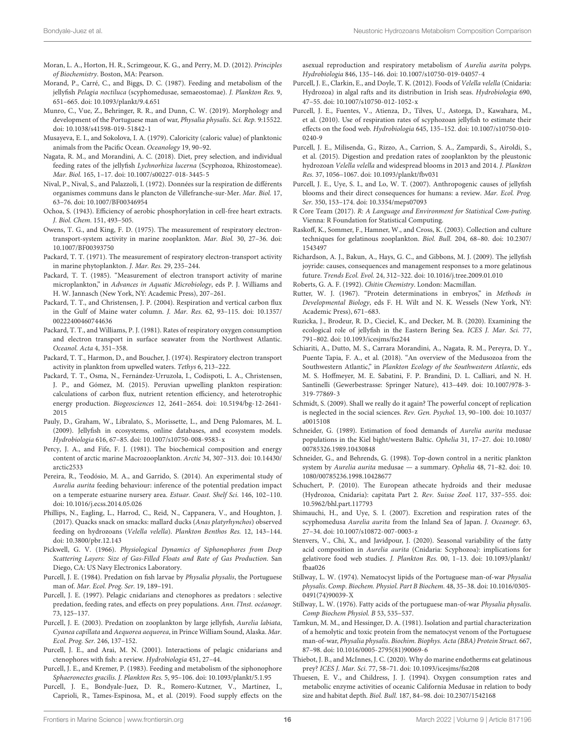Moran, L. A., Horton, H. R., Scrimgeour, K. G., and Perry, M. D. (2012). *Principles of Biochemistry*. Boston, MA: Pearson.

Morand, P., Carré, C., and Biggs, D. C. (1987). Feeding and metabolism of the jellyfish *Pelagia noctiluca* (scyphomedusae, semaeostomae). *J. Plankton Res.* 9, 651–665. doi: 10.1093/plankt/9.4.651

Munro, C., Vue, Z., Behringer, R. R., and Dunn, C. W. (2019). Morphology and development of the Portuguese man of war, *Physalia physalis*. *Sci. Rep.* 9:15522. doi: 10.1038/s41598-019-51842-1

Musayeva, E. I., and Sokolova, I. A. (1979). Caloricity (caloric value) of planktonic animals from the Pacific Ocean. *Oceanology* 19, 90–92.

Nagata, R. M., and Morandini, A. C. (2018). Diet, prey selection, and individual feeding rates of the jellyfish *Lychnorhiza lucerna* (Scyphozoa, Rhizostomeae). *Mar. Biol.* 165, 1–17. doi: 10.1007/s00227-018-3445-5

Nival, P., Nival, S., and Palazzoli, I. (1972). Données sur la respiration de différents organismes communs dans le plancton de Villefranche-sur-Mer. *Mar. Biol.* 17, 63–76. doi: 10.1007/BF00346954

Ochoa, S. (1943). Efficiency of aerobic phosphorylation in cell-free heart extracts. *J. Biol. Chem.* 151, 493–505.

Owens, T. G., and King, F. D. (1975). The measurement of respiratory electron-transport-system activity in marine zooplankton. *Mar. Biol.* 30, 27–36. doi: 10.1007/BF00393750

Packard, T. T. (1971). The measurement of respiratory electron-transport activity in marine phytoplankton. *J. Mar. Res.* 29, 235–244.

Packard, T. T. (1985). "Measurement of electron transport activity of marine microplankton," in *Advances in Aquatic Microbiology*, eds P. J. Williams and H. W. Jannasch (New York, NY: Academic Press), 207–261.

Packard, T. T., and Christensen, J. P. (2004). Respiration and vertical carbon flux in the Gulf of Maine water column. *J. Mar. Res.* 62, 93–115. doi: 10.1357/00222400460744636

Packard, T. T., and Williams, P. J. (1981). Rates of respiratory oxygen consumption and electron transport in surface seawater from the Northwest Atlantic. *Oceanol. Acta* 4, 351–358.

Packard, T. T., Harmon, D., and Boucher, J. (1974). Respiratory electron transport activity in plankton from upwelled waters. *Tethys* 6, 213–222.

Packard, T. T., Osma, N., Fernández-Urruzola, I., Codispoti, L. A., Christensen, J. P., and Gómez, M. (2015). Peruvian upwelling plankton respiration: calculations of carbon flux, nutrient retention efficiency, and heterotrophic energy production. *Biogeosciences* 12, 2641–2654. doi: 10.5194/bg-12-2641-2015

Pauly, D., Graham, W., Libralato, S., Morissette, L., and Deng Palomares, M. L. (2009). Jellyfish in ecosystems, online databases, and ecosystem models. *Hydrobiologia* 616, 67–85. doi: 10.1007/s10750-008-9583-x

Percy, J. A., and Fife, F. J. (1981). The biochemical composition and energy content of arctic marine Macrozooplankton. *Arctic* 34, 307–313. doi: 10.14430/arctic2533

Pereira, R., Teodósio, M. A., and Garrido, S. (2014). An experimental study of *Aurelia aurita* feeding behaviour: inference of the potential predation impact on a temperate estuarine nursery area. *Estuar. Coast. Shelf Sci.* 146, 102–110. doi: 10.1016/j.ecss.2014.05.026

Phillips, N., Eagling, L., Harrod, C., Reid, N., Cappanera, V., and Houghton, J. (2017). Quacks snack on smacks: mallard ducks (*Anas platyrhynchos*) observed feeding on hydrozoans (*Velella velella*). *Plankton Benthos Res.* 12, 143–144. doi: 10.3800/pbr.12.143

Pickwell, G. V. (1966). *Physiological Dynamics of Siphonophores from Deep Scattering Layers: Size of Gas-Filled Floats and Rate of Gas Production*. San Diego, CA: US Navy Electronics Laboratory.

Purcell, J. E. (1984). Predation on fish larvae by *Physalia physalis*, the Portuguese man of. *Mar. Ecol. Prog. Ser.* 19, 189–191.

Purcell, J. E. (1997). Pelagic cnidarians and ctenophores as predators : selective predation, feeding rates, and effects on prey populations. *Ann. l'Inst. océanogr.* 73, 125–137.

Purcell, J. E. (2003). Predation on zooplankton by large jellyfish, *Aurelia labiata*, *Cyanea capillata* and *Aequorea aequorea*, in Prince William Sound, Alaska. *Mar. Ecol. Prog. Ser.* 246, 137–152.

Purcell, J. E., and Arai, M. N. (2001). Interactions of pelagic cnidarians and ctenophores with fish: a review. *Hydrobiologia* 451, 27–44.

Purcell, J. E., and Kremer, P. (1983). Feeding and metabolism of the siphonophore *Sphaeronectes gracilis*. *J. Plankton Res.* 5, 95–106. doi: 10.1093/plankt/5.1.95

Purcell, J. E., Bondyale-Juez, D. R., Romero-Kutzner, V., Martínez, I., Caprioli, R., Tames-Espinosa, M., et al. (2019). Food supply effects on the asexual reproduction and respiratory metabolism of *Aurelia aurita* polyps. *Hydrobiologia* 846, 135–146. doi: 10.1007/s10750-019-04057-4

Purcell, J. E., Clarkin, E., and Doyle, T. K. (2012). Foods of *Velella velella* (Cnidaria: Hydrozoa) in algal rafts and its distribution in Irish seas. *Hydrobiologia* 690, 47–55. doi: 10.1007/s10750-012-1052-x

Purcell, J. E., Fuentes, V., Atienza, D., Tilves, U., Astorga, D., Kawahara, M., et al. (2010). Use of respiration rates of scyphozoan jellyfish to estimate their effects on the food web. *Hydrobiologia* 645, 135–152. doi: 10.1007/s10750-010-0240-9

Purcell, J. E., Milisenda, G., Rizzo, A., Carrion, S. A., Zampardi, S., Airoldi, S., et al. (2015). Digestion and predation rates of zooplankton by the pleustonic hydrozoan *Velella velella* and widespread blooms in 2013 and 2014. *J. Plankton Res.* 37, 1056–1067. doi: 10.1093/plankt/fbv031

Purcell, J. E., Uye, S. I., and Lo, W. T. (2007). Anthropogenic causes of jellyfish blooms and their direct consequences for humans: a review. *Mar. Ecol. Prog. Ser.* 350, 153–174. doi: 10.3354/meps07093

R Core Team (2017). *R: A Language and Environment for Statistical Com-puting*. Vienna: R Foundation for Statistical Computing.

Raskoff, K., Sommer, F., Hamner, W., and Cross, K. (2003). Collection and culture techniques for gelatinous zooplankton. *Biol. Bull.* 204, 68–80. doi: 10.2307/1543497

Richardson, A. J., Bakun, A., Hays, G. C., and Gibbons, M. J. (2009). The jellyfish joyride: causes, consequences and management responses to a more gelatinous future. *Trends Ecol. Evol.* 24, 312–322. doi: 10.1016/j.tree.2009.01.010

Roberts, G. A. F. (1992). *Chitin Chemistry*. London: Macmillan.

Rutter, W. J. (1967). "Protein determinations in embryos," in *Methods in Developmental Biology*, eds F. H. Wilt and N. K. Wessels (New York, NY: Academic Press), 671–683.

Ruzicka, J., Brodeur, R. D., Cieciel, K., and Decker, M. B. (2020). Examining the ecological role of jellyfish in the Eastern Bering Sea. *ICES J. Mar. Sci.* 77, 791–802. doi: 10.1093/icesjms/fsz244

Schiariti, A., Dutto, M. S., Carrara Morandini, A., Nagata, R. M., Pereyra, D. Y., Puente Tapia, F. A., et al. (2018). "An overview of the Medusozoa from the Southwestern Atlantic," in *Plankton Ecology of the Southwestern Atlantic*, eds M. S. Hoffmeyer, M. E. Sabatini, F. P. Brandini, D. L. Calliari, and N. H. Santinelli (Gewerbestrasse: Springer Nature), 413–449. doi: 10.1007/978-3-319-77869-3

Schmidt, S. (2009). Shall we really do it again? The powerful concept of replication is neglected in the social sciences. *Rev. Gen. Psychol.* 13, 90–100. doi: 10.1037/a0015108

Schneider, G. (1989). Estimation of food demands of *Aurelia aurita* medusae populations in the Kiel bight/western Baltic. *Ophelia* 31, 17–27. doi: 10.1080/00785326.1989.10430848

Schneider, G., and Behrends, G. (1998). Top-down control in a neritic plankton system by *Aurelia aurita* medusae — a summary. *Ophelia* 48, 71–82. doi: 10.1080/00785236.1998.10428677

Schuchert, P. (2010). The European athecate hydroids and their medusae (Hydrozoa, Cnidaria): capitata Part 2. *Rev. Suisse Zool.* 117, 337–555. doi: 10.5962/bhl.part.117793

Shimauchi, H., and Uye, S. I. (2007). Excretion and respiration rates of the scyphomedusa *Aurelia aurita* from the Inland Sea of Japan. *J. Oceanogr.* 63, 27–34. doi: 10.1007/s10872-007-0003-z

Stenvers, V., Chi, X., and Javidpour, J. (2020). Seasonal variability of the fatty acid composition in *Aurelia aurita* (Cnidaria: Scyphozoa): implications for gelativore food web studies. *J. Plankton Res.* 00, 1–13. doi: 10.1093/plankt/fbaa026

Stillway, L. W. (1974). Nematocyst lipids of the Portuguese man-of-war *Physalia physalis*. *Comp. Biochem. Physiol. Part B Biochem.* 48, 35–38. doi: 10.1016/0305-0491(74)90039-X

Stillway, L. W. (1976). Fatty acids of the portuguese man-of-war *Physalia physalis*. *Comp Biochem Physiol. B* 53, 535–537.

Tamkun, M. M., and Hessinger, D. A. (1981). Isolation and partial characterization of a hemolytic and toxic protein from the nematocyst venom of the Portuguese man-of-war, *Physalia physalis*. *Biochim. Biophys. Acta (BBA) Protein Struct.* 667, 87–98. doi: 10.1016/0005-2795(81)90069-6

Thiebot, J. B., and McInnes, J. C. (2020). Why do marine endotherms eat gelatinous prey? *ICES J. Mar. Sci.* 77, 58–71. doi: 10.1093/icesjms/fsz208

Thuesen, E. V., and Childress, J. J. (1994). Oxygen consumption rates and metabolic enzyme activities of oceanic California Medusae in relation to body size and habitat depth. *Biol. Bull.* 187, 84–98. doi: 10.2307/1542168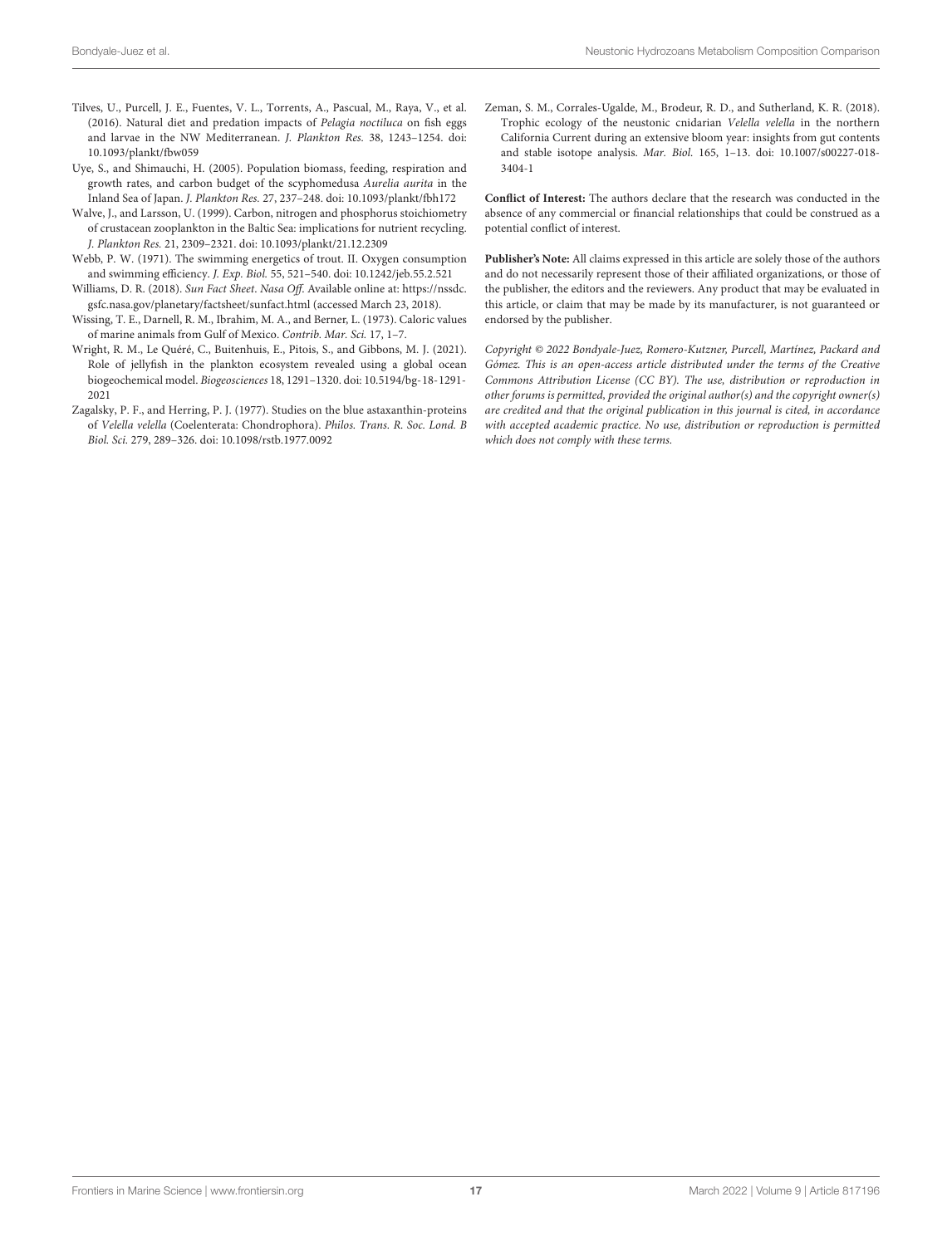Tilves, U., Purcell, J. E., Fuentes, V. L., Torrents, A., Pascual, M., Raya, V., et al. (2016). Natural diet and predation impacts of *Pelagia noctiluca* on fish eggs and larvae in the NW Mediterranean. *J. Plankton Res.* 38, 1243–1254. doi: 10.1093/plankt/fbw059

Uye, S., and Shimauchi, H. (2005). Population biomass, feeding, respiration and growth rates, and carbon budget of the scyphomedusa *Aurelia aurita* in the Inland Sea of Japan. *J. Plankton Res.* 27, 237–248. doi: 10.1093/plankt/fbh172

Walve, J., and Larsson, U. (1999). Carbon, nitrogen and phosphorus stoichiometry of crustacean zooplankton in the Baltic Sea: implications for nutrient recycling. *J. Plankton Res.* 21, 2309–2321. doi: 10.1093/plankt/21.12.2309

Webb, P. W. (1971). The swimming energetics of trout. II. Oxygen consumption and swimming efficiency. *J. Exp. Biol.* 55, 521–540. doi: 10.1242/jeb.55.2.521

Williams, D. R. (2018). *Sun Fact Sheet. Nasa Off.* Available online at: https://nssdc.gsfc.nasa.gov/planetary/factsheet/sunfact.html (accessed March 23, 2018).

Wissing, T. E., Darnell, R. M., Ibrahim, M. A., and Berner, L. (1973). Caloric values of marine animals from Gulf of Mexico. *Contrib. Mar. Sci.* 17, 1–7.

Wright, R. M., Le Quéré, C., Buitenhuis, E., Pitois, S., and Gibbons, M. J. (2021). Role of jellyfish in the plankton ecosystem revealed using a global ocean biogeochemical model. *Biogeosciences* 18, 1291–1320. doi: 10.5194/bg-18-1291-2021

Zagalsky, P. F., and Herring, P. J. (1977). Studies on the blue astaxanthin-proteins of *Velella velella* (Coelenterata: Chondrophora). *Philos. Trans. R. Soc. Lond. B Biol. Sci.* 279, 289–326. doi: 10.1098/rstb.1977.0092

Zeman, S. M., Corrales-Ugalde, M., Brodeur, R. D., and Sutherland, K. R. (2018). Trophic ecology of the neustonic cnidarian *Velella velella* in the northern California Current during an extensive bloom year: insights from gut contents and stable isotope analysis. *Mar. Biol.* 165, 1–13. doi: 10.1007/s00227-018-3404-1

**Conflict of Interest:** The authors declare that the research was conducted in the absence of any commercial or financial relationships that could be construed as a potential conflict of interest.

**Publisher's Note:** All claims expressed in this article are solely those of the authors and do not necessarily represent those of their affiliated organizations, or those of the publisher, the editors and the reviewers. Any product that may be evaluated in this article, or claim that may be made by its manufacturer, is not guaranteed or endorsed by the publisher.

*Copyright © 2022 Bondyale-Juez, Romero-Kutzner, Purcell, Martínez, Packard and Gómez. This is an open-access article distributed under the terms of the Creative Commons Attribution License (CC BY). The use, distribution or reproduction in other forums is permitted, provided the original author(s) and the copyright owner(s) are credited and that the original publication in this journal is cited, in accordance with accepted academic practice. No use, distribution or reproduction is permitted which does not comply with these terms.*